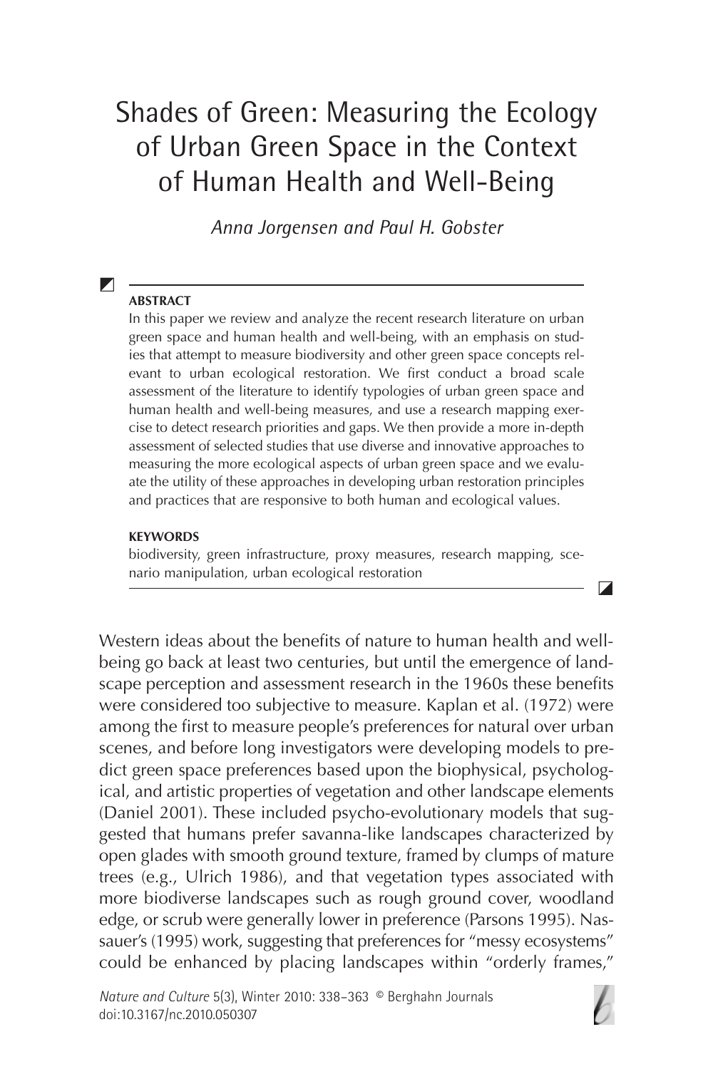# Shades of Green: Measuring the Ecology of Urban Green Space in the Context of Human Health and Well-Being

*Anna Jorgensen and Paul H. Gobster*

**ABSTRACT**

In this paper we review and analyze the recent research literature on urban green space and human health and well-being, with an emphasis on studies that attempt to measure biodiversity and other green space concepts relevant to urban ecological restoration. We first conduct a broad scale assessment of the literature to identify typologies of urban green space and human health and well-being measures, and use a research mapping exercise to detect research priorities and gaps. We then provide a more in-depth assessment of selected studies that use diverse and innovative approaches to measuring the more ecological aspects of urban green space and we evaluate the utility of these approaches in developing urban restoration principles and practices that are responsive to both human and ecological values.

**KEYWORDS**

biodiversity, green infrastructure, proxy measures, research mapping, scenario manipulation, urban ecological restoration

Western ideas about the benefits of nature to human health and well-being go back at least two centuries, but until the emergence of landscape perception and assessment research in the 1960s these benefits were considered too subjective to measure. Kaplan et al. (1972) were among the first to measure people's preferences for natural over urban scenes, and before long investigators were developing models to predict green space preferences based upon the biophysical, psychological, and artistic properties of vegetation and other landscape elements (Daniel 2001). These included psycho-evolutionary models that suggested that humans prefer savanna-like landscapes characterized by open glades with smooth ground texture, framed by clumps of mature trees (e.g., Ulrich 1986), and that vegetation types associated with more biodiverse landscapes such as rough ground cover, woodland edge, or scrub were generally lower in preference (Parsons 1995). Nassauer's (1995) work, suggesting that preferences for "messy ecosystems" could be enhanced by placing landscapes within "orderly frames,"

*Nature and Culture* 5(3), Winter 2010: 338–363 © Berghahn Journals
doi:10.3167/nc.2010.050307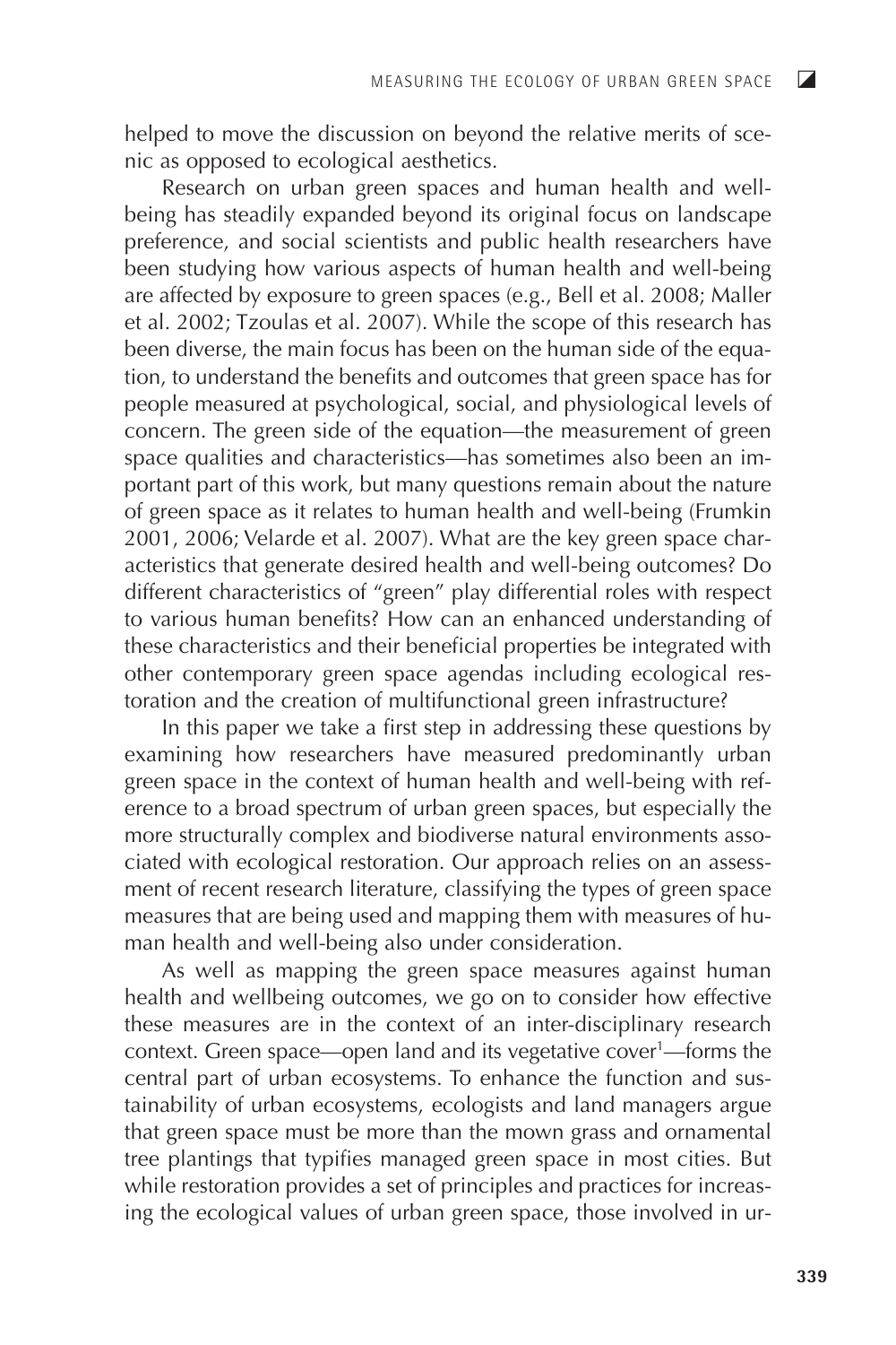helped to move the discussion on beyond the relative merits of scenic as opposed to ecological aesthetics.

Research on urban green spaces and human health and well-being has steadily expanded beyond its original focus on landscape preference, and social scientists and public health researchers have been studying how various aspects of human health and well-being are affected by exposure to green spaces (e.g., Bell et al. 2008; Maller et al. 2002; Tzoulas et al. 2007). While the scope of this research has been diverse, the main focus has been on the human side of the equation, to understand the benefits and outcomes that green space has for people measured at psychological, social, and physiological levels of concern. The green side of the equation—the measurement of green space qualities and characteristics—has sometimes also been an important part of this work, but many questions remain about the nature of green space as it relates to human health and well-being (Frumkin 2001, 2006; Velarde et al. 2007). What are the key green space characteristics that generate desired health and well-being outcomes? Do different characteristics of "green" play differential roles with respect to various human benefits? How can an enhanced understanding of these characteristics and their beneficial properties be integrated with other contemporary green space agendas including ecological restoration and the creation of multifunctional green infrastructure?

In this paper we take a first step in addressing these questions by examining how researchers have measured predominantly urban green space in the context of human health and well-being with reference to a broad spectrum of urban green spaces, but especially the more structurally complex and biodiverse natural environments associated with ecological restoration. Our approach relies on an assessment of recent research literature, classifying the types of green space measures that are being used and mapping them with measures of human health and well-being also under consideration.

As well as mapping the green space measures against human health and wellbeing outcomes, we go on to consider how effective these measures are in the context of an inter-disciplinary research context. Green space—open land and its vegetative cover[1]—forms the central part of urban ecosystems. To enhance the function and sustainability of urban ecosystems, ecologists and land managers argue that green space must be more than the mown grass and ornamental tree plantings that typifies managed green space in most cities. But while restoration provides a set of principles and practices for increasing the ecological values of urban green space, those involved in ur-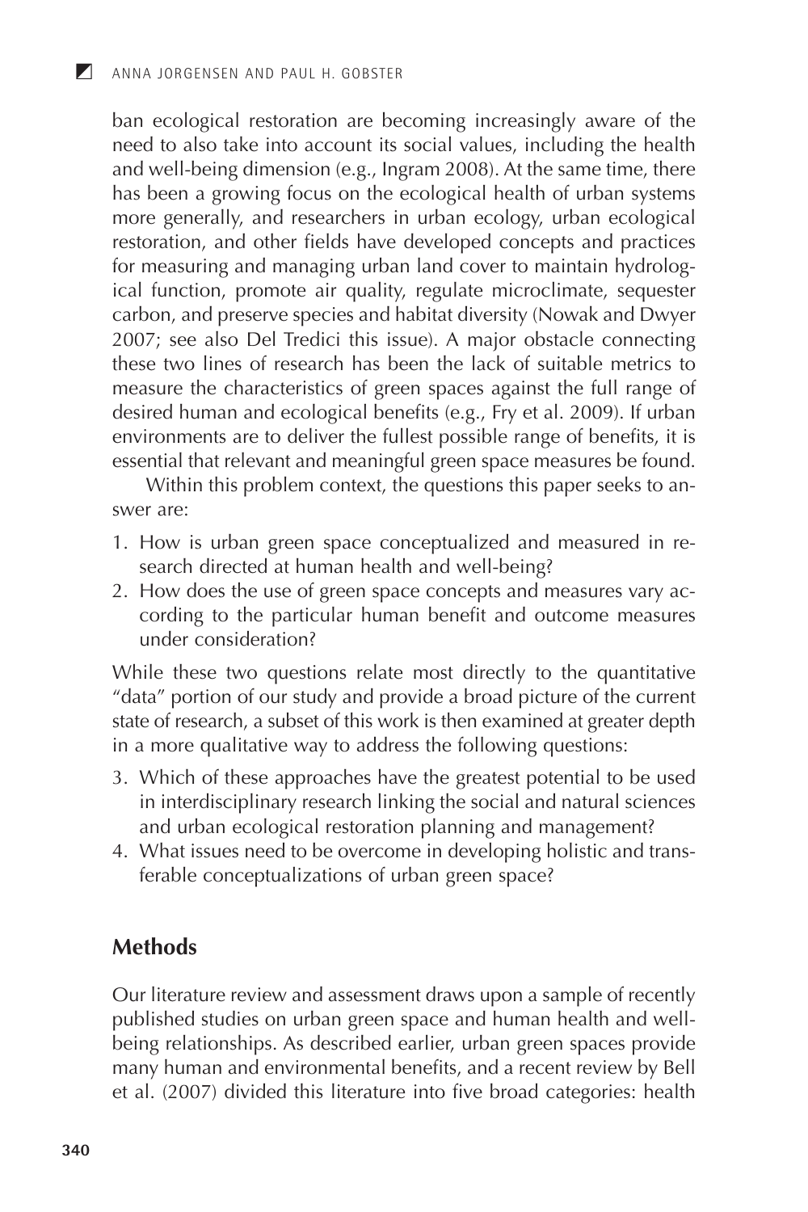ban ecological restoration are becoming increasingly aware of the need to also take into account its social values, including the health and well-being dimension (e.g., Ingram 2008). At the same time, there has been a growing focus on the ecological health of urban systems more generally, and researchers in urban ecology, urban ecological restoration, and other fields have developed concepts and practices for measuring and managing urban land cover to maintain hydrological function, promote air quality, regulate microclimate, sequester carbon, and preserve species and habitat diversity (Nowak and Dwyer 2007; see also Del Tredici this issue). A major obstacle connecting these two lines of research has been the lack of suitable metrics to measure the characteristics of green spaces against the full range of desired human and ecological benefits (e.g., Fry et al. 2009). If urban environments are to deliver the fullest possible range of benefits, it is essential that relevant and meaningful green space measures be found.

Within this problem context, the questions this paper seeks to answer are:

1. How is urban green space conceptualized and measured in research directed at human health and well-being?
2. How does the use of green space concepts and measures vary according to the particular human benefit and outcome measures under consideration?

While these two questions relate most directly to the quantitative "data" portion of our study and provide a broad picture of the current state of research, a subset of this work is then examined at greater depth in a more qualitative way to address the following questions:

3. Which of these approaches have the greatest potential to be used in interdisciplinary research linking the social and natural sciences and urban ecological restoration planning and management?
4. What issues need to be overcome in developing holistic and transferable conceptualizations of urban green space?

## Methods

Our literature review and assessment draws upon a sample of recently published studies on urban green space and human health and well-being relationships. As described earlier, urban green spaces provide many human and environmental benefits, and a recent review by Bell et al. (2007) divided this literature into five broad categories: health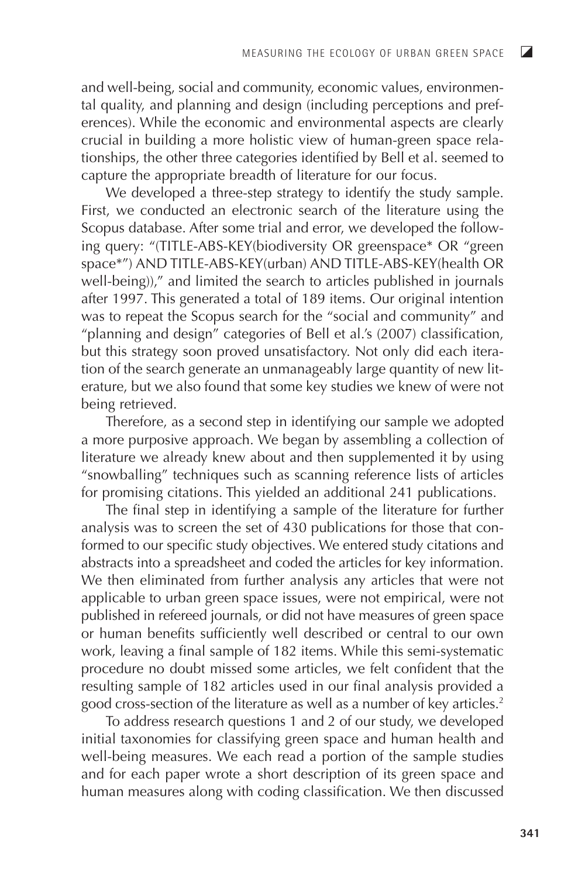and well-being, social and community, economic values, environmental quality, and planning and design (including perceptions and preferences). While the economic and environmental aspects are clearly crucial in building a more holistic view of human-green space relationships, the other three categories identified by Bell et al. seemed to capture the appropriate breadth of literature for our focus.

We developed a three-step strategy to identify the study sample. First, we conducted an electronic search of the literature using the Scopus database. After some trial and error, we developed the following query: "(TITLE-ABS-KEY(biodiversity OR greenspace* OR "green space*") AND TITLE-ABS-KEY(urban) AND TITLE-ABS-KEY(health OR well-being))," and limited the search to articles published in journals after 1997. This generated a total of 189 items. Our original intention was to repeat the Scopus search for the "social and community" and "planning and design" categories of Bell et al.'s (2007) classification, but this strategy soon proved unsatisfactory. Not only did each iteration of the search generate an unmanageably large quantity of new literature, but we also found that some key studies we knew of were not being retrieved.

Therefore, as a second step in identifying our sample we adopted a more purposive approach. We began by assembling a collection of literature we already knew about and then supplemented it by using "snowballing" techniques such as scanning reference lists of articles for promising citations. This yielded an additional 241 publications.

The final step in identifying a sample of the literature for further analysis was to screen the set of 430 publications for those that conformed to our specific study objectives. We entered study citations and abstracts into a spreadsheet and coded the articles for key information. We then eliminated from further analysis any articles that were not applicable to urban green space issues, were not empirical, were not published in refereed journals, or did not have measures of green space or human benefits sufficiently well described or central to our own work, leaving a final sample of 182 items. While this semi-systematic procedure no doubt missed some articles, we felt confident that the resulting sample of 182 articles used in our final analysis provided a good cross-section of the literature as well as a number of key articles.[2]

To address research questions 1 and 2 of our study, we developed initial taxonomies for classifying green space and human health and well-being measures. We each read a portion of the sample studies and for each paper wrote a short description of its green space and human measures along with coding classification. We then discussed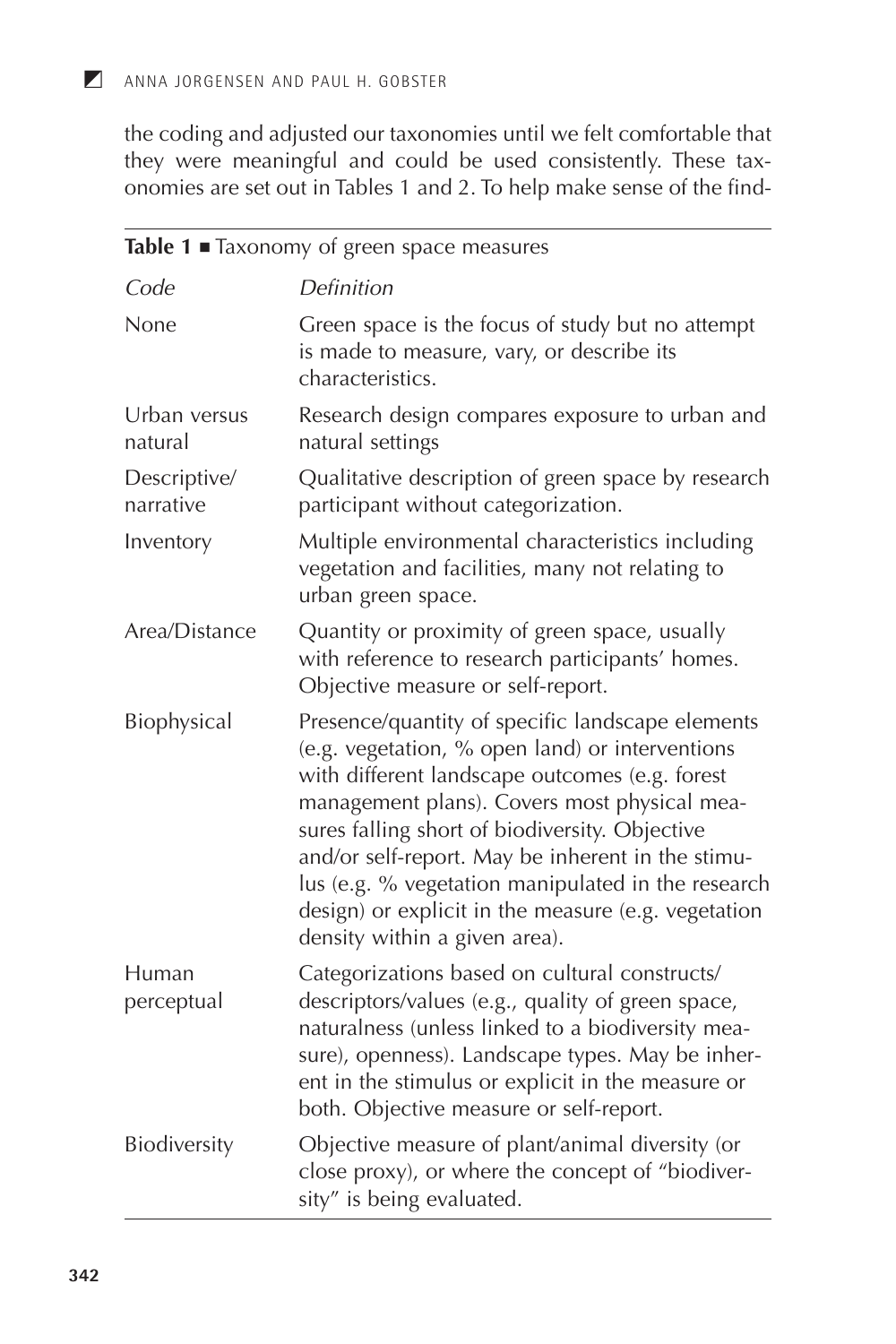the coding and adjusted our taxonomies until we felt comfortable that they were meaningful and could be used consistently. These taxonomies are set out in Tables 1 and 2. To help make sense of the find-

**Table 1** ■ Taxonomy of green space measures

| *Code* | *Definition* |
|---|---|
| None | Green space is the focus of study but no attempt is made to measure, vary, or describe its characteristics. |
| Urban versus natural | Research design compares exposure to urban and natural settings |
| Descriptive/ narrative | Qualitative description of green space by research participant without categorization. |
| Inventory | Multiple environmental characteristics including vegetation and facilities, many not relating to urban green space. |
| Area/Distance | Quantity or proximity of green space, usually with reference to research participants' homes. Objective measure or self-report. |
| Biophysical | Presence/quantity of specific landscape elements (e.g. vegetation, % open land) or interventions with different landscape outcomes (e.g. forest management plans). Covers most physical measures falling short of biodiversity. Objective and/or self-report. May be inherent in the stimulus (e.g. % vegetation manipulated in the research design) or explicit in the measure (e.g. vegetation density within a given area). |
| Human perceptual | Categorizations based on cultural constructs/ descriptors/values (e.g., quality of green space, naturalness (unless linked to a biodiversity measure), openness). Landscape types. May be inherent in the stimulus or explicit in the measure or both. Objective measure or self-report. |
| Biodiversity | Objective measure of plant/animal diversity (or close proxy), or where the concept of "biodiversity" is being evaluated. |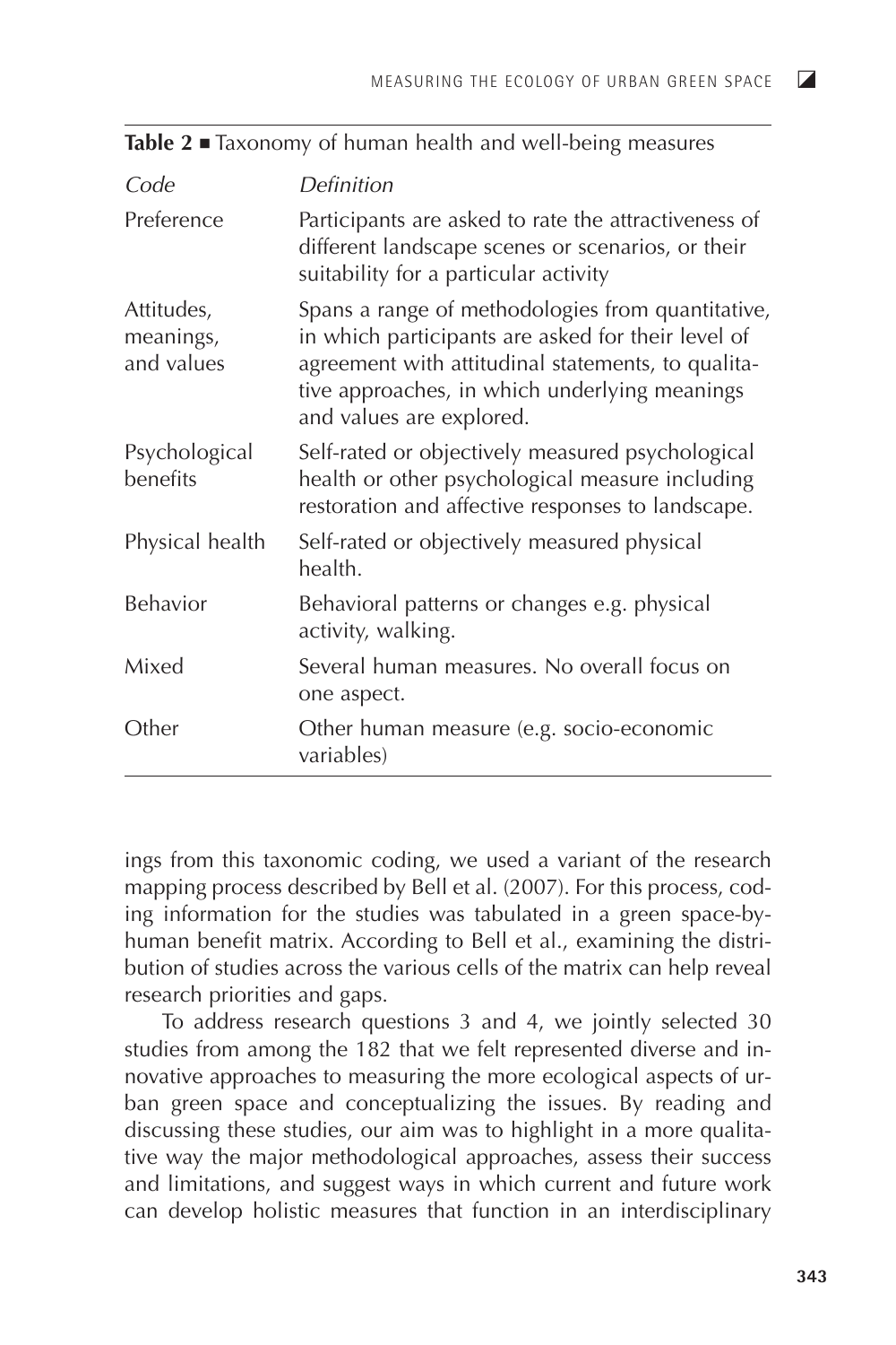**Table 2** ■ Taxonomy of human health and well-being measures

| *Code* | *Definition* |
|---|---|
| Preference | Participants are asked to rate the attractiveness of different landscape scenes or scenarios, or their suitability for a particular activity |
| Attitudes, meanings, and values | Spans a range of methodologies from quantitative, in which participants are asked for their level of agreement with attitudinal statements, to qualitative approaches, in which underlying meanings and values are explored. |
| Psychological benefits | Self-rated or objectively measured psychological health or other psychological measure including restoration and affective responses to landscape. |
| Physical health | Self-rated or objectively measured physical health. |
| Behavior | Behavioral patterns or changes e.g. physical activity, walking. |
| Mixed | Several human measures. No overall focus on one aspect. |
| Other | Other human measure (e.g. socio-economic variables) |

ings from this taxonomic coding, we used a variant of the research mapping process described by Bell et al. (2007). For this process, coding information for the studies was tabulated in a green space-by-human benefit matrix. According to Bell et al., examining the distribution of studies across the various cells of the matrix can help reveal research priorities and gaps.

To address research questions 3 and 4, we jointly selected 30 studies from among the 182 that we felt represented diverse and innovative approaches to measuring the more ecological aspects of urban green space and conceptualizing the issues. By reading and discussing these studies, our aim was to highlight in a more qualitative way the major methodological approaches, assess their success and limitations, and suggest ways in which current and future work can develop holistic measures that function in an interdisciplinary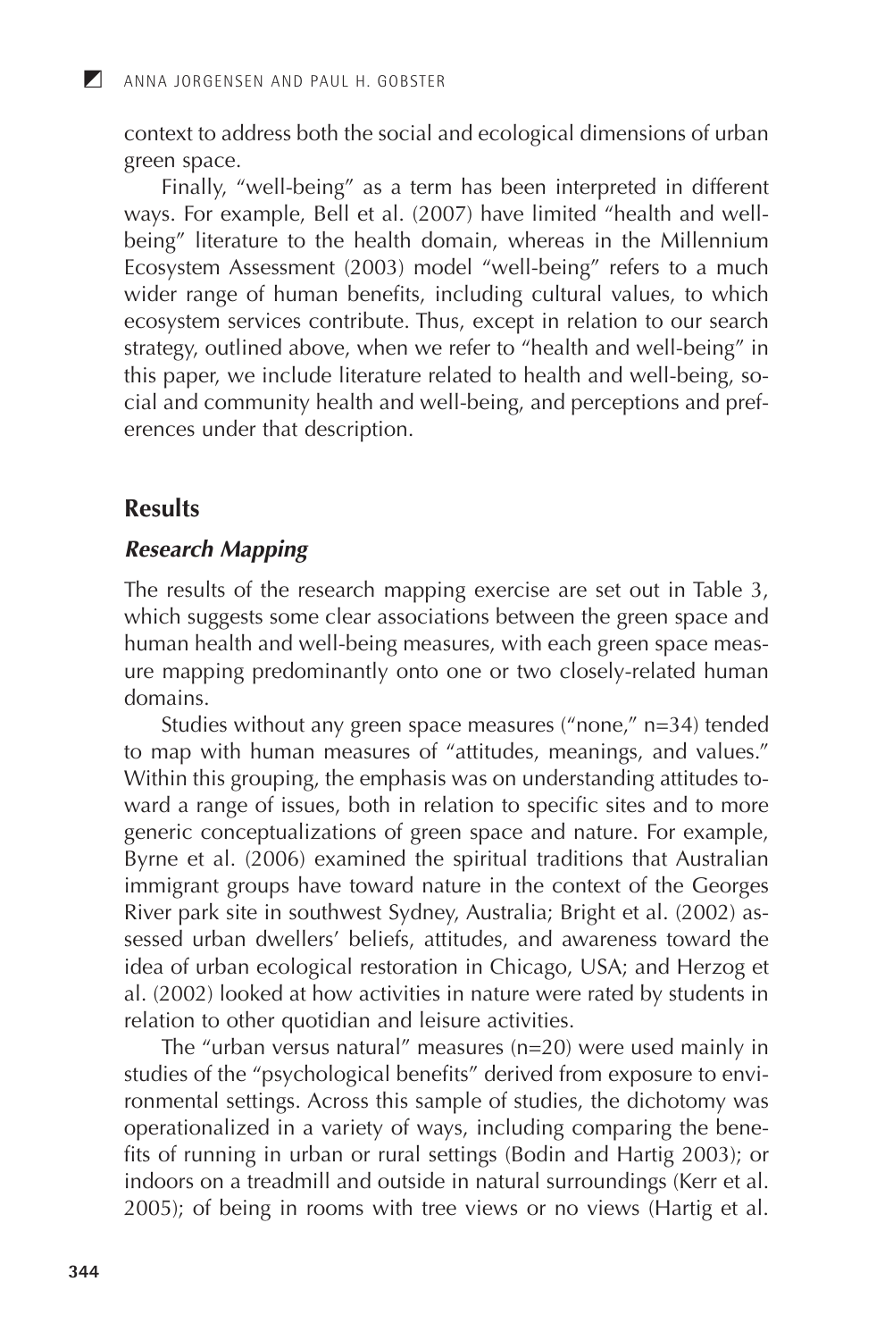context to address both the social and ecological dimensions of urban green space.

Finally, "well-being" as a term has been interpreted in different ways. For example, Bell et al. (2007) have limited "health and well-being" literature to the health domain, whereas in the Millennium Ecosystem Assessment (2003) model "well-being" refers to a much wider range of human benefits, including cultural values, to which ecosystem services contribute. Thus, except in relation to our search strategy, outlined above, when we refer to "health and well-being" in this paper, we include literature related to health and well-being, social and community health and well-being, and perceptions and preferences under that description.

## Results

### *Research Mapping*

The results of the research mapping exercise are set out in Table 3, which suggests some clear associations between the green space and human health and well-being measures, with each green space measure mapping predominantly onto one or two closely-related human domains.

Studies without any green space measures ("none," n=34) tended to map with human measures of "attitudes, meanings, and values." Within this grouping, the emphasis was on understanding attitudes toward a range of issues, both in relation to specific sites and to more generic conceptualizations of green space and nature. For example, Byrne et al. (2006) examined the spiritual traditions that Australian immigrant groups have toward nature in the context of the Georges River park site in southwest Sydney, Australia; Bright et al. (2002) assessed urban dwellers' beliefs, attitudes, and awareness toward the idea of urban ecological restoration in Chicago, USA; and Herzog et al. (2002) looked at how activities in nature were rated by students in relation to other quotidian and leisure activities.

The "urban versus natural" measures (n=20) were used mainly in studies of the "psychological benefits" derived from exposure to environmental settings. Across this sample of studies, the dichotomy was operationalized in a variety of ways, including comparing the benefits of running in urban or rural settings (Bodin and Hartig 2003); or indoors on a treadmill and outside in natural surroundings (Kerr et al. 2005); of being in rooms with tree views or no views (Hartig et al.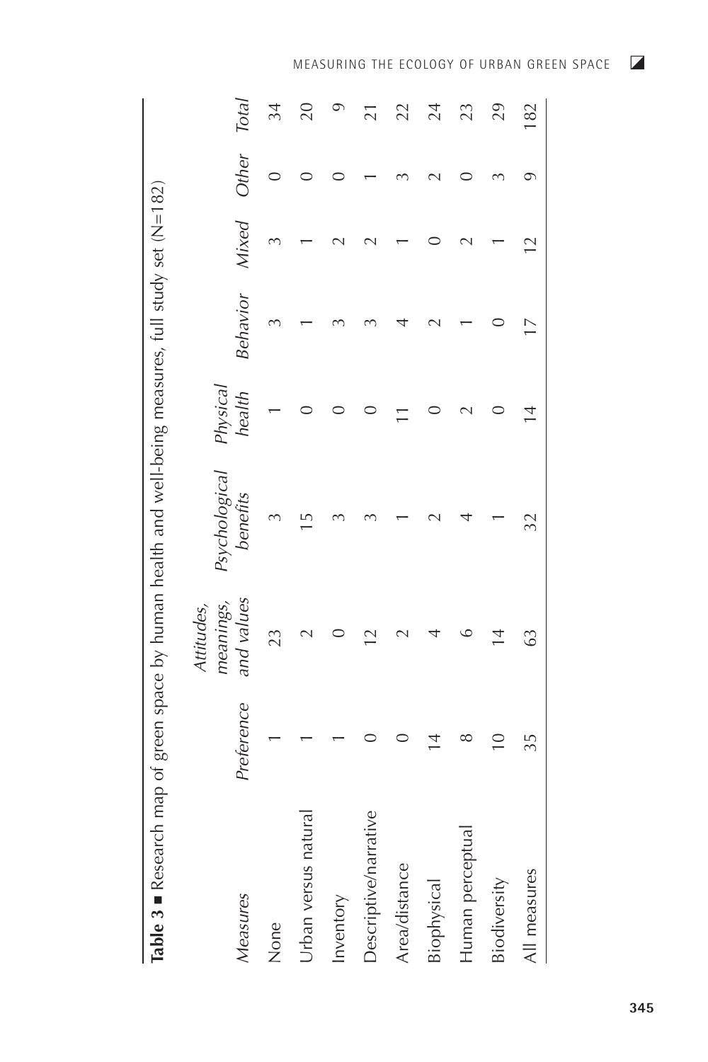**Table 3** ■ Research map of green space by human health and well-being measures, full study set (N=182)

| *Measures* | *Preference* | *Attitudes, meanings, and values* | *Psychological benefits* | *Physical health* | *Behavior* | *Mixed* | *Other* | *Total* |
|---|---|---|---|---|---|---|---|---|
| None | 1 | 23 | 3 | 1 | 3 | 3 | 0 | 34 |
| Urban versus natural | 1 | 2 | 15 | 0 | 1 | 1 | 0 | 20 |
| Inventory | 1 | 0 | 3 | 0 | 3 | 2 | 0 | 9 |
| Descriptive/narrative | 0 | 12 | 3 | 0 | 3 | 2 | 1 | 21 |
| Area/distance | 0 | 2 | 1 | 11 | 4 | 1 | 3 | 22 |
| Biophysical | 14 | 4 | 2 | 0 | 2 | 0 | 2 | 24 |
| Human perceptual | 8 | 6 | 4 | 2 | 1 | 2 | 0 | 23 |
| Biodiversity | 10 | 14 | 1 | 0 | 0 | 1 | 3 | 29 |
| All measures | 35 | 63 | 32 | 14 | 17 | 12 | 9 | 182 |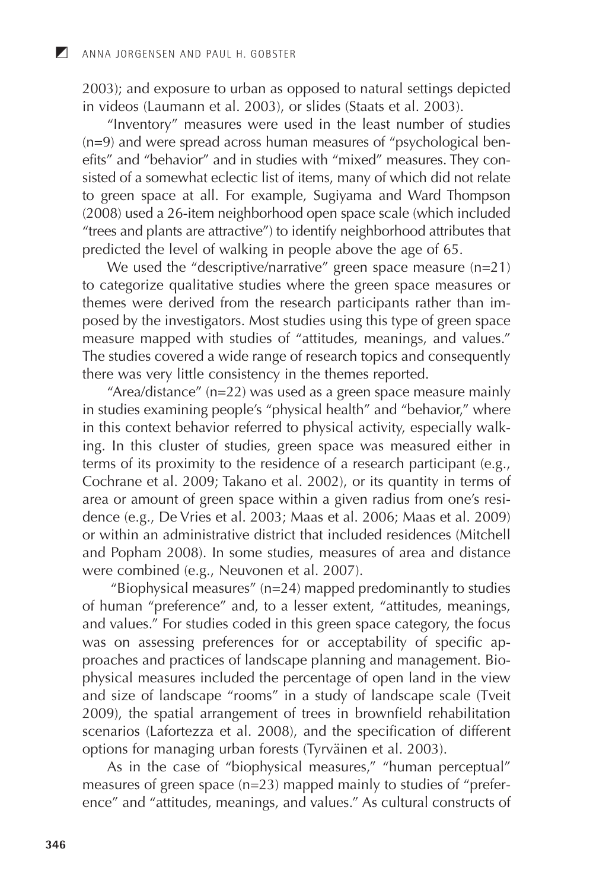2003); and exposure to urban as opposed to natural settings depicted in videos (Laumann et al. 2003), or slides (Staats et al. 2003).

"Inventory" measures were used in the least number of studies (n=9) and were spread across human measures of "psychological benefits" and "behavior" and in studies with "mixed" measures. They consisted of a somewhat eclectic list of items, many of which did not relate to green space at all. For example, Sugiyama and Ward Thompson (2008) used a 26-item neighborhood open space scale (which included "trees and plants are attractive") to identify neighborhood attributes that predicted the level of walking in people above the age of 65.

We used the "descriptive/narrative" green space measure (n=21) to categorize qualitative studies where the green space measures or themes were derived from the research participants rather than imposed by the investigators. Most studies using this type of green space measure mapped with studies of "attitudes, meanings, and values." The studies covered a wide range of research topics and consequently there was very little consistency in the themes reported.

"Area/distance" (n=22) was used as a green space measure mainly in studies examining people's "physical health" and "behavior," where in this context behavior referred to physical activity, especially walking. In this cluster of studies, green space was measured either in terms of its proximity to the residence of a research participant (e.g., Cochrane et al. 2009; Takano et al. 2002), or its quantity in terms of area or amount of green space within a given radius from one's residence (e.g., De Vries et al. 2003; Maas et al. 2006; Maas et al. 2009) or within an administrative district that included residences (Mitchell and Popham 2008). In some studies, measures of area and distance were combined (e.g., Neuvonen et al. 2007).

"Biophysical measures" (n=24) mapped predominantly to studies of human "preference" and, to a lesser extent, "attitudes, meanings, and values." For studies coded in this green space category, the focus was on assessing preferences for or acceptability of specific approaches and practices of landscape planning and management. Biophysical measures included the percentage of open land in the view and size of landscape "rooms" in a study of landscape scale (Tveit 2009), the spatial arrangement of trees in brownfield rehabilitation scenarios (Lafortezza et al. 2008), and the specification of different options for managing urban forests (Tyrväinen et al. 2003).

As in the case of "biophysical measures," "human perceptual" measures of green space (n=23) mapped mainly to studies of "preference" and "attitudes, meanings, and values." As cultural constructs of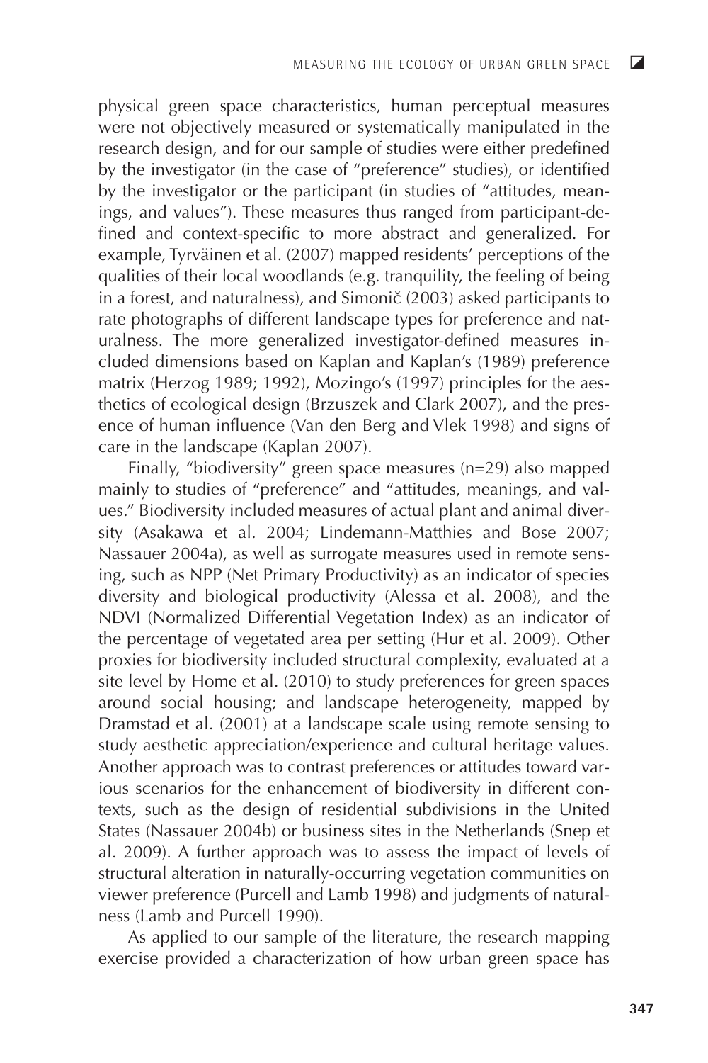physical green space characteristics, human perceptual measures were not objectively measured or systematically manipulated in the research design, and for our sample of studies were either predefined by the investigator (in the case of "preference" studies), or identified by the investigator or the participant (in studies of "attitudes, meanings, and values"). These measures thus ranged from participant-defined and context-specific to more abstract and generalized. For example, Tyrväinen et al. (2007) mapped residents' perceptions of the qualities of their local woodlands (e.g. tranquility, the feeling of being in a forest, and naturalness), and Simonič (2003) asked participants to rate photographs of different landscape types for preference and naturalness. The more generalized investigator-defined measures included dimensions based on Kaplan and Kaplan's (1989) preference matrix (Herzog 1989; 1992), Mozingo's (1997) principles for the aesthetics of ecological design (Brzuszek and Clark 2007), and the presence of human influence (Van den Berg and Vlek 1998) and signs of care in the landscape (Kaplan 2007).

Finally, "biodiversity" green space measures (n=29) also mapped mainly to studies of "preference" and "attitudes, meanings, and values." Biodiversity included measures of actual plant and animal diversity (Asakawa et al. 2004; Lindemann-Matthies and Bose 2007; Nassauer 2004a), as well as surrogate measures used in remote sensing, such as NPP (Net Primary Productivity) as an indicator of species diversity and biological productivity (Alessa et al. 2008), and the NDVI (Normalized Differential Vegetation Index) as an indicator of the percentage of vegetated area per setting (Hur et al. 2009). Other proxies for biodiversity included structural complexity, evaluated at a site level by Home et al. (2010) to study preferences for green spaces around social housing; and landscape heterogeneity, mapped by Dramstad et al. (2001) at a landscape scale using remote sensing to study aesthetic appreciation/experience and cultural heritage values. Another approach was to contrast preferences or attitudes toward various scenarios for the enhancement of biodiversity in different contexts, such as the design of residential subdivisions in the United States (Nassauer 2004b) or business sites in the Netherlands (Snep et al. 2009). A further approach was to assess the impact of levels of structural alteration in naturally-occurring vegetation communities on viewer preference (Purcell and Lamb 1998) and judgments of naturalness (Lamb and Purcell 1990).

As applied to our sample of the literature, the research mapping exercise provided a characterization of how urban green space has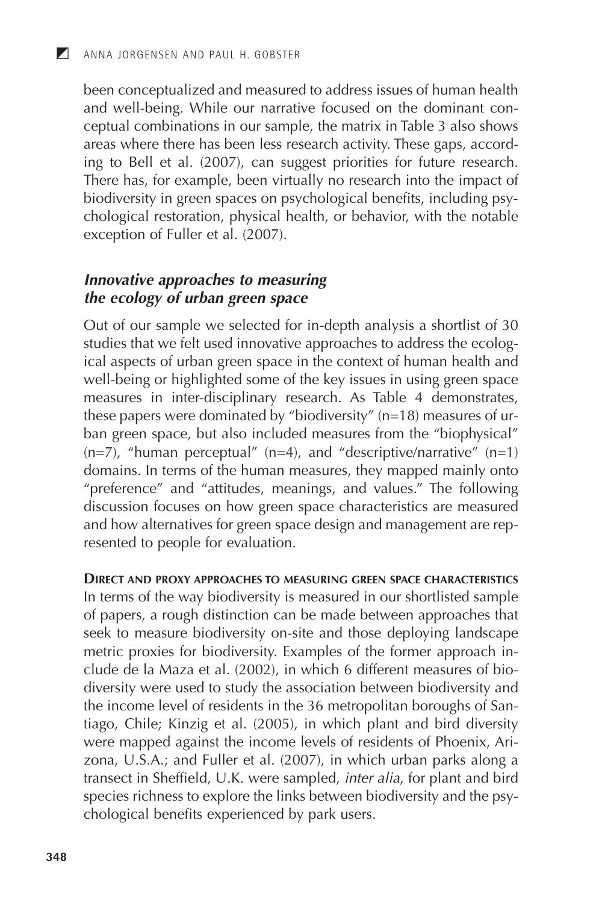been conceptualized and measured to address issues of human health and well-being. While our narrative focused on the dominant conceptual combinations in our sample, the matrix in Table 3 also shows areas where there has been less research activity. These gaps, according to Bell et al. (2007), can suggest priorities for future research. There has, for example, been virtually no research into the impact of biodiversity in green spaces on psychological benefits, including psychological restoration, physical health, or behavior, with the notable exception of Fuller et al. (2007).

### *Innovative approaches to measuring the ecology of urban green space*

Out of our sample we selected for in-depth analysis a shortlist of 30 studies that we felt used innovative approaches to address the ecological aspects of urban green space in the context of human health and well-being or highlighted some of the key issues in using green space measures in inter-disciplinary research. As Table 4 demonstrates, these papers were dominated by "biodiversity" (n=18) measures of urban green space, but also included measures from the "biophysical" (n=7), "human perceptual" (n=4), and "descriptive/narrative" (n=1) domains. In terms of the human measures, they mapped mainly onto "preference" and "attitudes, meanings, and values." The following discussion focuses on how green space characteristics are measured and how alternatives for green space design and management are represented to people for evaluation.

#### DIRECT AND PROXY APPROACHES TO MEASURING GREEN SPACE CHARACTERISTICS

In terms of the way biodiversity is measured in our shortlisted sample of papers, a rough distinction can be made between approaches that seek to measure biodiversity on-site and those deploying landscape metric proxies for biodiversity. Examples of the former approach include de la Maza et al. (2002), in which 6 different measures of biodiversity were used to study the association between biodiversity and the income level of residents in the 36 metropolitan boroughs of Santiago, Chile; Kinzig et al. (2005), in which plant and bird diversity were mapped against the income levels of residents of Phoenix, Arizona, U.S.A.; and Fuller et al. (2007), in which urban parks along a transect in Sheffield, U.K. were sampled, *inter alia*, for plant and bird species richness to explore the links between biodiversity and the psychological benefits experienced by park users.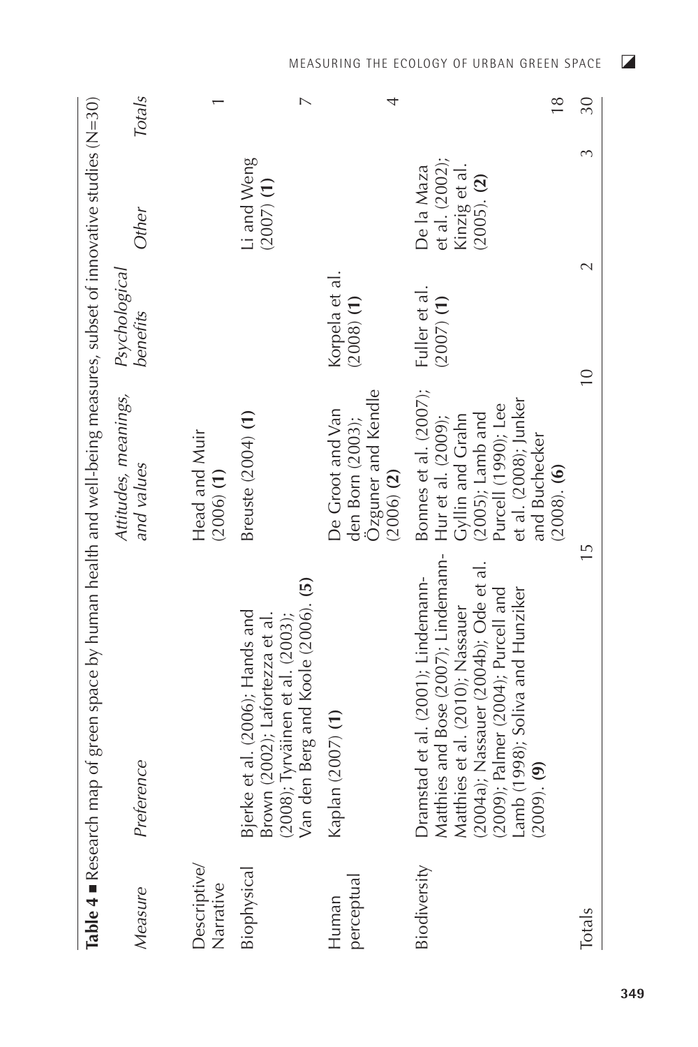**Table 4 ■** Research map of green space by human health and well-being measures, subset of innovative studies (N=30)

| *Measure* | *Preference* | *Attitudes, meanings, and values* | *Psychological benefits* | *Other* | *Totals* |
|---|---|---|---|---|---|
| Descriptive/ Narrative | | Head and Muir (2006) **(1)** | | | 1 |
| Biophysical | Bjerke et al. (2006); Hands and Brown (2002); Lafortezza et al. (2008); Tyrväinen et al. (2003); Van den Berg and Koole (2006). **(5)** | Breuste (2004) **(1)** | | Li and Weng (2007) **(1)** | 7 |
| Human perceptual | Kaplan (2007) **(1)** | De Groot and Van den Born (2003); Özguner and Kendle (2006) **(2)** | Korpela et al. (2008) **(1)** | | 4 |
| Biodiversity | Dramstad et al. (2001); Lindemann-Matthies and Bose (2007); Lindemann-Matthies et al. (2010); Nassauer (2004a); Nassauer (2004b); Ode et al. (2009); Palmer (2004); Purcell and Lamb (1998); Soliva and Hunziker (2009). **(9)** | Bonnes et al. (2007); Hur et al. (2009); Gyllin and Grahn (2005); Lamb and Purcell (1990); Lee et al. (2008); Junker and Buchecker (2008). **(6)** | Fuller et al. (2007) **(1)** | De la Maza et al. (2002); Kinzig et al. (2005). **(2)** | 18 |
| Totals | 15 | 10 | 2 | 3 | 30 |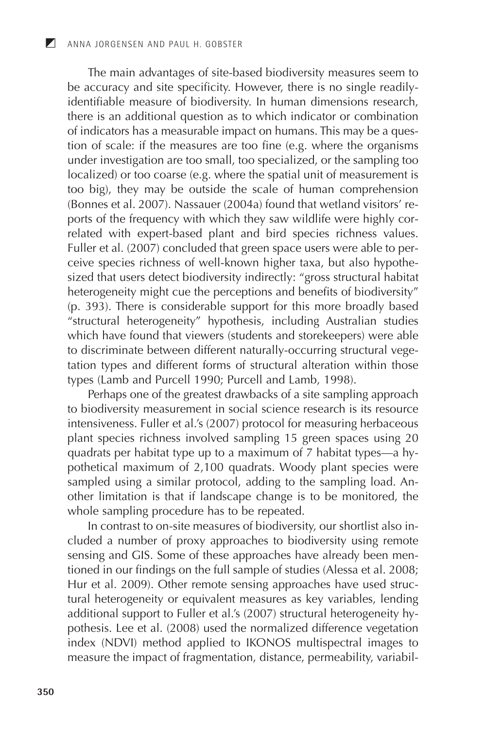The main advantages of site-based biodiversity measures seem to be accuracy and site specificity. However, there is no single readily-identifiable measure of biodiversity. In human dimensions research, there is an additional question as to which indicator or combination of indicators has a measurable impact on humans. This may be a question of scale: if the measures are too fine (e.g. where the organisms under investigation are too small, too specialized, or the sampling too localized) or too coarse (e.g. where the spatial unit of measurement is too big), they may be outside the scale of human comprehension (Bonnes et al. 2007). Nassauer (2004a) found that wetland visitors' reports of the frequency with which they saw wildlife were highly correlated with expert-based plant and bird species richness values. Fuller et al. (2007) concluded that green space users were able to perceive species richness of well-known higher taxa, but also hypothesized that users detect biodiversity indirectly: "gross structural habitat heterogeneity might cue the perceptions and benefits of biodiversity" (p. 393). There is considerable support for this more broadly based "structural heterogeneity" hypothesis, including Australian studies which have found that viewers (students and storekeepers) were able to discriminate between different naturally-occurring structural vegetation types and different forms of structural alteration within those types (Lamb and Purcell 1990; Purcell and Lamb, 1998).

Perhaps one of the greatest drawbacks of a site sampling approach to biodiversity measurement in social science research is its resource intensiveness. Fuller et al.'s (2007) protocol for measuring herbaceous plant species richness involved sampling 15 green spaces using 20 quadrats per habitat type up to a maximum of 7 habitat types—a hypothetical maximum of 2,100 quadrats. Woody plant species were sampled using a similar protocol, adding to the sampling load. Another limitation is that if landscape change is to be monitored, the whole sampling procedure has to be repeated.

In contrast to on-site measures of biodiversity, our shortlist also included a number of proxy approaches to biodiversity using remote sensing and GIS. Some of these approaches have already been mentioned in our findings on the full sample of studies (Alessa et al. 2008; Hur et al. 2009). Other remote sensing approaches have used structural heterogeneity or equivalent measures as key variables, lending additional support to Fuller et al.'s (2007) structural heterogeneity hypothesis. Lee et al. (2008) used the normalized difference vegetation index (NDVI) method applied to IKONOS multispectral images to measure the impact of fragmentation, distance, permeability, variabil-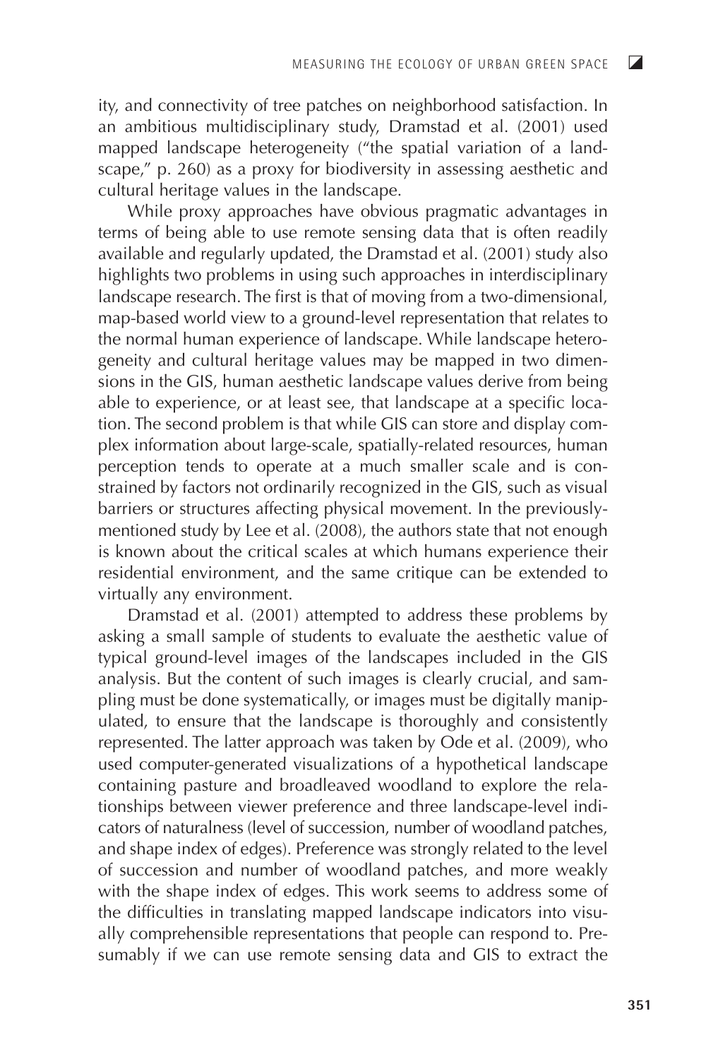ity, and connectivity of tree patches on neighborhood satisfaction. In an ambitious multidisciplinary study, Dramstad et al. (2001) used mapped landscape heterogeneity ("the spatial variation of a landscape," p. 260) as a proxy for biodiversity in assessing aesthetic and cultural heritage values in the landscape.

While proxy approaches have obvious pragmatic advantages in terms of being able to use remote sensing data that is often readily available and regularly updated, the Dramstad et al. (2001) study also highlights two problems in using such approaches in interdisciplinary landscape research. The first is that of moving from a two-dimensional, map-based world view to a ground-level representation that relates to the normal human experience of landscape. While landscape heterogeneity and cultural heritage values may be mapped in two dimensions in the GIS, human aesthetic landscape values derive from being able to experience, or at least see, that landscape at a specific location. The second problem is that while GIS can store and display complex information about large-scale, spatially-related resources, human perception tends to operate at a much smaller scale and is constrained by factors not ordinarily recognized in the GIS, such as visual barriers or structures affecting physical movement. In the previously-mentioned study by Lee et al. (2008), the authors state that not enough is known about the critical scales at which humans experience their residential environment, and the same critique can be extended to virtually any environment.

Dramstad et al. (2001) attempted to address these problems by asking a small sample of students to evaluate the aesthetic value of typical ground-level images of the landscapes included in the GIS analysis. But the content of such images is clearly crucial, and sampling must be done systematically, or images must be digitally manipulated, to ensure that the landscape is thoroughly and consistently represented. The latter approach was taken by Ode et al. (2009), who used computer-generated visualizations of a hypothetical landscape containing pasture and broadleaved woodland to explore the relationships between viewer preference and three landscape-level indicators of naturalness (level of succession, number of woodland patches, and shape index of edges). Preference was strongly related to the level of succession and number of woodland patches, and more weakly with the shape index of edges. This work seems to address some of the difficulties in translating mapped landscape indicators into visually comprehensible representations that people can respond to. Presumably if we can use remote sensing data and GIS to extract the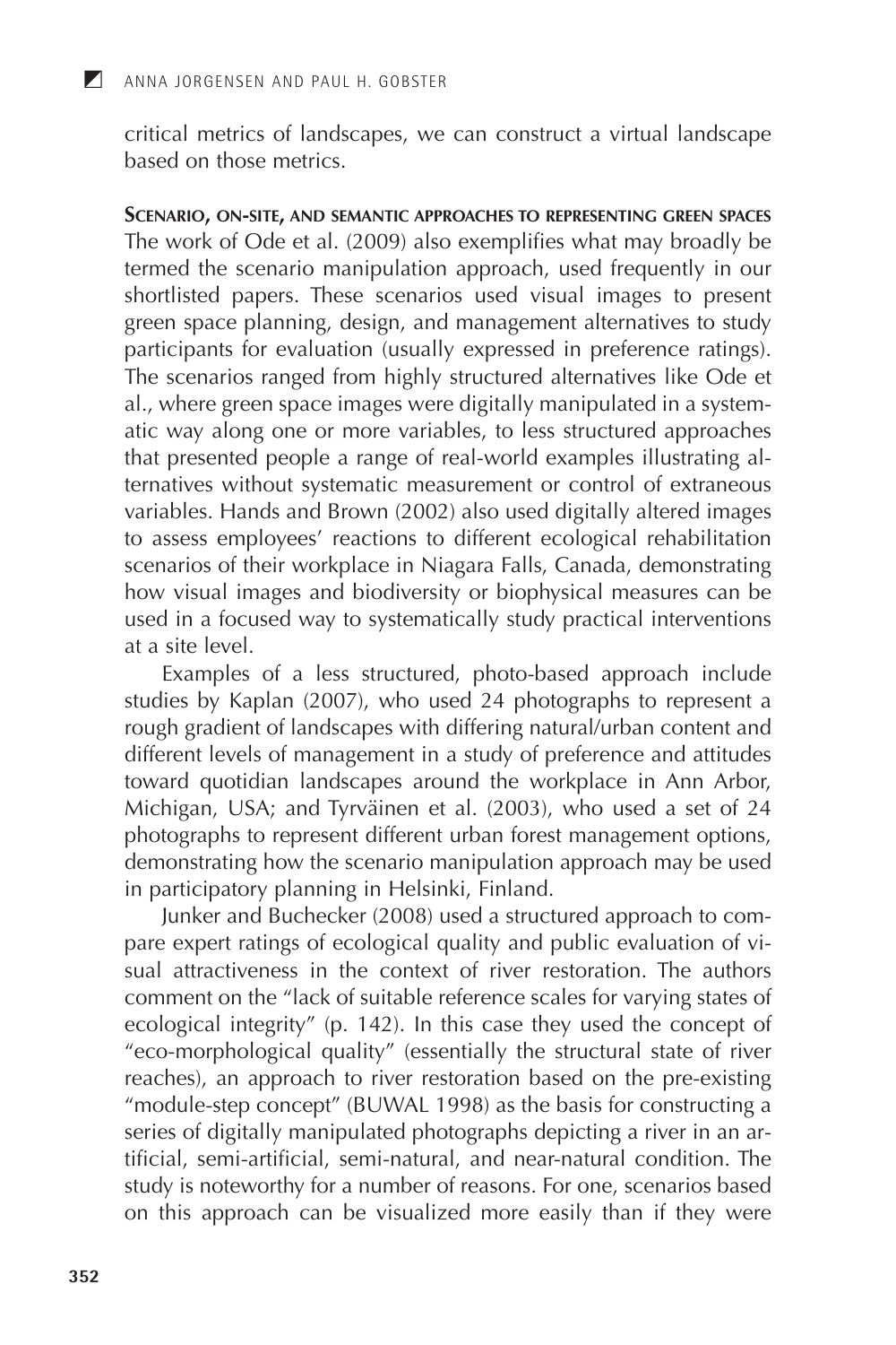critical metrics of landscapes, we can construct a virtual landscape based on those metrics.

**Scenario, on-site, and semantic approaches to representing green spaces**

The work of Ode et al. (2009) also exemplifies what may broadly be termed the scenario manipulation approach, used frequently in our shortlisted papers. These scenarios used visual images to present green space planning, design, and management alternatives to study participants for evaluation (usually expressed in preference ratings). The scenarios ranged from highly structured alternatives like Ode et al., where green space images were digitally manipulated in a systematic way along one or more variables, to less structured approaches that presented people a range of real-world examples illustrating alternatives without systematic measurement or control of extraneous variables. Hands and Brown (2002) also used digitally altered images to assess employees' reactions to different ecological rehabilitation scenarios of their workplace in Niagara Falls, Canada, demonstrating how visual images and biodiversity or biophysical measures can be used in a focused way to systematically study practical interventions at a site level.

Examples of a less structured, photo-based approach include studies by Kaplan (2007), who used 24 photographs to represent a rough gradient of landscapes with differing natural/urban content and different levels of management in a study of preference and attitudes toward quotidian landscapes around the workplace in Ann Arbor, Michigan, USA; and Tyrväinen et al. (2003), who used a set of 24 photographs to represent different urban forest management options, demonstrating how the scenario manipulation approach may be used in participatory planning in Helsinki, Finland.

Junker and Buchecker (2008) used a structured approach to compare expert ratings of ecological quality and public evaluation of visual attractiveness in the context of river restoration. The authors comment on the "lack of suitable reference scales for varying states of ecological integrity" (p. 142). In this case they used the concept of "eco-morphological quality" (essentially the structural state of river reaches), an approach to river restoration based on the pre-existing "module-step concept" (BUWAL 1998) as the basis for constructing a series of digitally manipulated photographs depicting a river in an artificial, semi-artificial, semi-natural, and near-natural condition. The study is noteworthy for a number of reasons. For one, scenarios based on this approach can be visualized more easily than if they were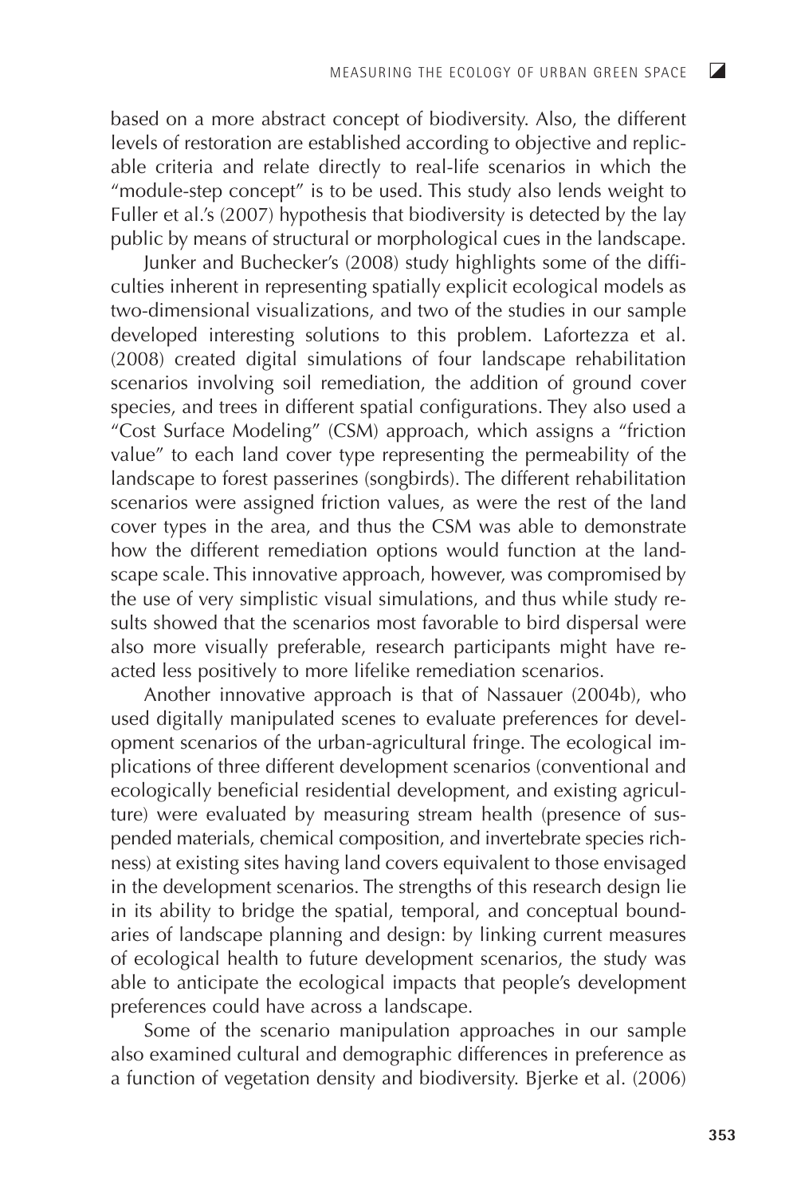based on a more abstract concept of biodiversity. Also, the different levels of restoration are established according to objective and replicable criteria and relate directly to real-life scenarios in which the "module-step concept" is to be used. This study also lends weight to Fuller et al.'s (2007) hypothesis that biodiversity is detected by the lay public by means of structural or morphological cues in the landscape.

Junker and Buchecker's (2008) study highlights some of the difficulties inherent in representing spatially explicit ecological models as two-dimensional visualizations, and two of the studies in our sample developed interesting solutions to this problem. Lafortezza et al. (2008) created digital simulations of four landscape rehabilitation scenarios involving soil remediation, the addition of ground cover species, and trees in different spatial configurations. They also used a "Cost Surface Modeling" (CSM) approach, which assigns a "friction value" to each land cover type representing the permeability of the landscape to forest passerines (songbirds). The different rehabilitation scenarios were assigned friction values, as were the rest of the land cover types in the area, and thus the CSM was able to demonstrate how the different remediation options would function at the landscape scale. This innovative approach, however, was compromised by the use of very simplistic visual simulations, and thus while study results showed that the scenarios most favorable to bird dispersal were also more visually preferable, research participants might have reacted less positively to more lifelike remediation scenarios.

Another innovative approach is that of Nassauer (2004b), who used digitally manipulated scenes to evaluate preferences for development scenarios of the urban-agricultural fringe. The ecological implications of three different development scenarios (conventional and ecologically beneficial residential development, and existing agriculture) were evaluated by measuring stream health (presence of suspended materials, chemical composition, and invertebrate species richness) at existing sites having land covers equivalent to those envisaged in the development scenarios. The strengths of this research design lie in its ability to bridge the spatial, temporal, and conceptual boundaries of landscape planning and design: by linking current measures of ecological health to future development scenarios, the study was able to anticipate the ecological impacts that people's development preferences could have across a landscape.

Some of the scenario manipulation approaches in our sample also examined cultural and demographic differences in preference as a function of vegetation density and biodiversity. Bjerke et al. (2006)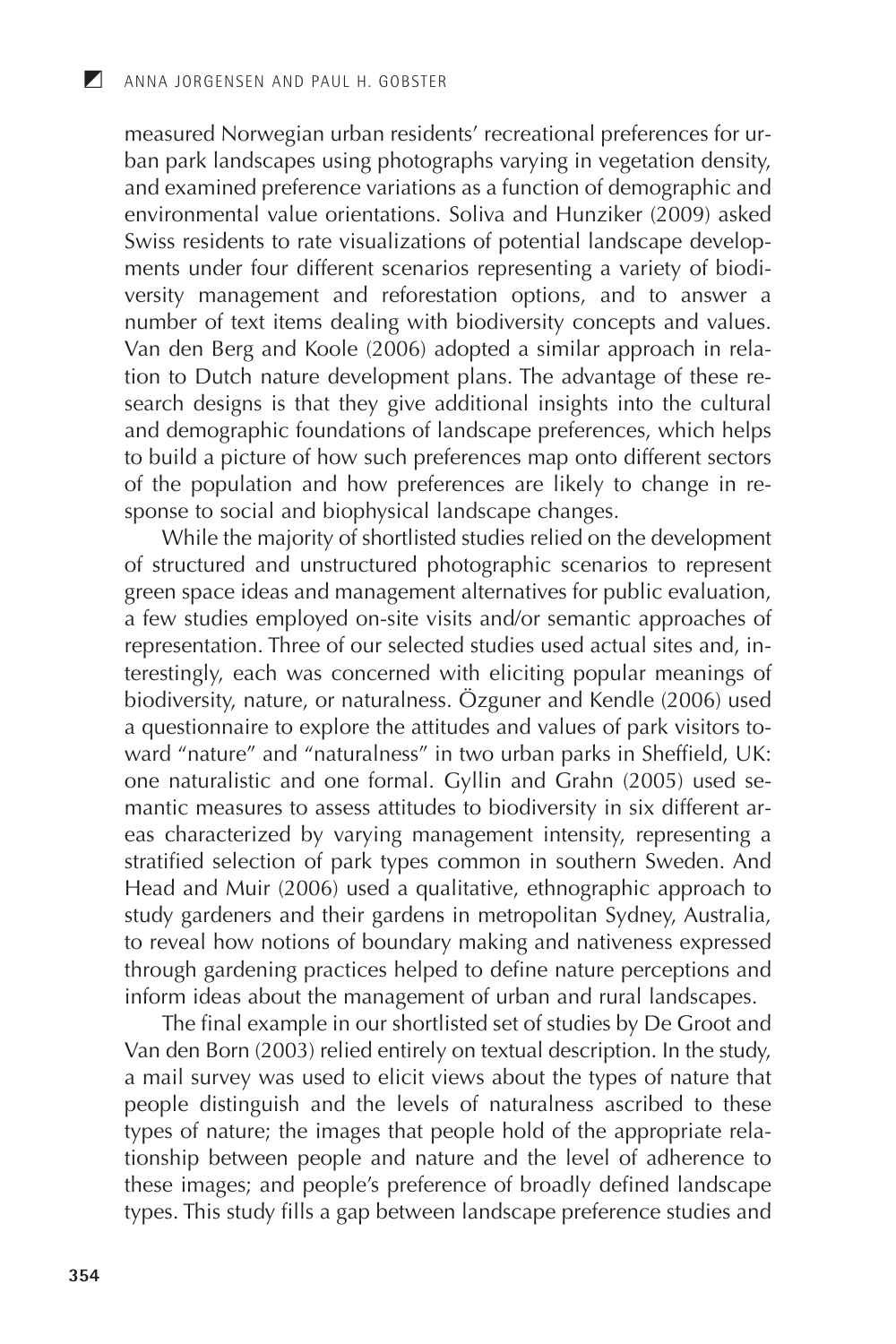measured Norwegian urban residents' recreational preferences for urban park landscapes using photographs varying in vegetation density, and examined preference variations as a function of demographic and environmental value orientations. Soliva and Hunziker (2009) asked Swiss residents to rate visualizations of potential landscape developments under four different scenarios representing a variety of biodiversity management and reforestation options, and to answer a number of text items dealing with biodiversity concepts and values. Van den Berg and Koole (2006) adopted a similar approach in relation to Dutch nature development plans. The advantage of these research designs is that they give additional insights into the cultural and demographic foundations of landscape preferences, which helps to build a picture of how such preferences map onto different sectors of the population and how preferences are likely to change in response to social and biophysical landscape changes.

While the majority of shortlisted studies relied on the development of structured and unstructured photographic scenarios to represent green space ideas and management alternatives for public evaluation, a few studies employed on-site visits and/or semantic approaches of representation. Three of our selected studies used actual sites and, interestingly, each was concerned with eliciting popular meanings of biodiversity, nature, or naturalness. Özguner and Kendle (2006) used a questionnaire to explore the attitudes and values of park visitors toward "nature" and "naturalness" in two urban parks in Sheffield, UK: one naturalistic and one formal. Gyllin and Grahn (2005) used semantic measures to assess attitudes to biodiversity in six different areas characterized by varying management intensity, representing a stratified selection of park types common in southern Sweden. And Head and Muir (2006) used a qualitative, ethnographic approach to study gardeners and their gardens in metropolitan Sydney, Australia, to reveal how notions of boundary making and nativeness expressed through gardening practices helped to define nature perceptions and inform ideas about the management of urban and rural landscapes.

The final example in our shortlisted set of studies by De Groot and Van den Born (2003) relied entirely on textual description. In the study, a mail survey was used to elicit views about the types of nature that people distinguish and the levels of naturalness ascribed to these types of nature; the images that people hold of the appropriate relationship between people and nature and the level of adherence to these images; and people's preference of broadly defined landscape types. This study fills a gap between landscape preference studies and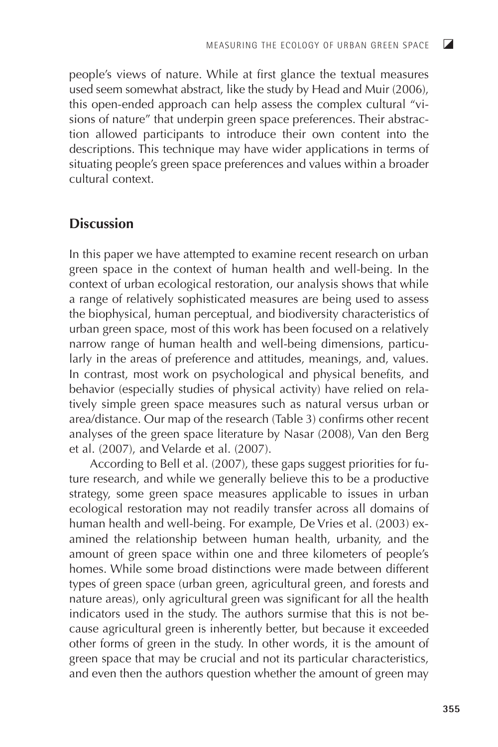people's views of nature. While at first glance the textual measures used seem somewhat abstract, like the study by Head and Muir (2006), this open-ended approach can help assess the complex cultural "visions of nature" that underpin green space preferences. Their abstraction allowed participants to introduce their own content into the descriptions. This technique may have wider applications in terms of situating people's green space preferences and values within a broader cultural context.

## Discussion

In this paper we have attempted to examine recent research on urban green space in the context of human health and well-being. In the context of urban ecological restoration, our analysis shows that while a range of relatively sophisticated measures are being used to assess the biophysical, human perceptual, and biodiversity characteristics of urban green space, most of this work has been focused on a relatively narrow range of human health and well-being dimensions, particularly in the areas of preference and attitudes, meanings, and, values. In contrast, most work on psychological and physical benefits, and behavior (especially studies of physical activity) have relied on relatively simple green space measures such as natural versus urban or area/distance. Our map of the research (Table 3) confirms other recent analyses of the green space literature by Nasar (2008), Van den Berg et al. (2007), and Velarde et al. (2007).

According to Bell et al. (2007), these gaps suggest priorities for future research, and while we generally believe this to be a productive strategy, some green space measures applicable to issues in urban ecological restoration may not readily transfer across all domains of human health and well-being. For example, De Vries et al. (2003) examined the relationship between human health, urbanity, and the amount of green space within one and three kilometers of people's homes. While some broad distinctions were made between different types of green space (urban green, agricultural green, and forests and nature areas), only agricultural green was significant for all the health indicators used in the study. The authors surmise that this is not because agricultural green is inherently better, but because it exceeded other forms of green in the study. In other words, it is the amount of green space that may be crucial and not its particular characteristics, and even then the authors question whether the amount of green may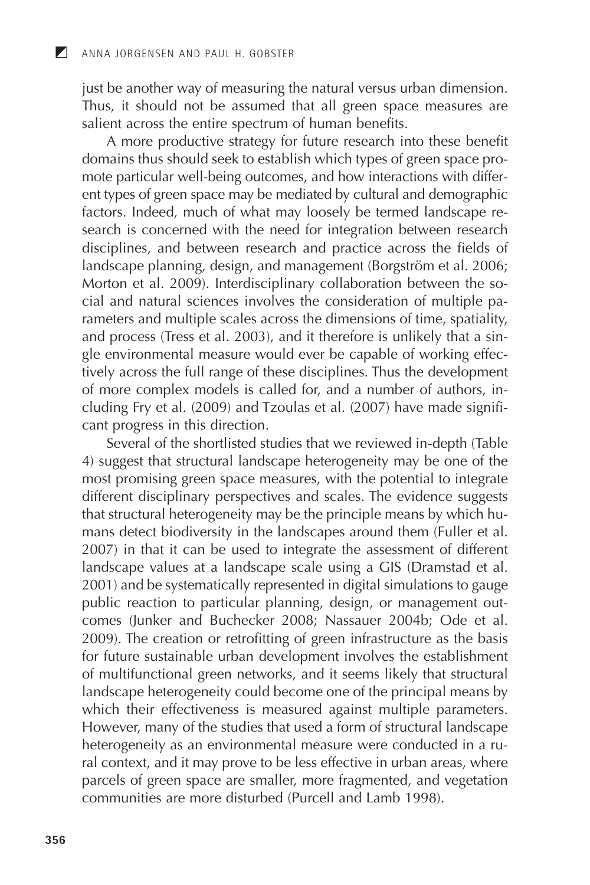just be another way of measuring the natural versus urban dimension. Thus, it should not be assumed that all green space measures are salient across the entire spectrum of human benefits.

A more productive strategy for future research into these benefit domains thus should seek to establish which types of green space promote particular well-being outcomes, and how interactions with different types of green space may be mediated by cultural and demographic factors. Indeed, much of what may loosely be termed landscape research is concerned with the need for integration between research disciplines, and between research and practice across the fields of landscape planning, design, and management (Borgström et al. 2006; Morton et al. 2009). Interdisciplinary collaboration between the social and natural sciences involves the consideration of multiple parameters and multiple scales across the dimensions of time, spatiality, and process (Tress et al. 2003), and it therefore is unlikely that a single environmental measure would ever be capable of working effectively across the full range of these disciplines. Thus the development of more complex models is called for, and a number of authors, including Fry et al. (2009) and Tzoulas et al. (2007) have made significant progress in this direction.

Several of the shortlisted studies that we reviewed in-depth (Table 4) suggest that structural landscape heterogeneity may be one of the most promising green space measures, with the potential to integrate different disciplinary perspectives and scales. The evidence suggests that structural heterogeneity may be the principle means by which humans detect biodiversity in the landscapes around them (Fuller et al. 2007) in that it can be used to integrate the assessment of different landscape values at a landscape scale using a GIS (Dramstad et al. 2001) and be systematically represented in digital simulations to gauge public reaction to particular planning, design, or management outcomes (Junker and Buchecker 2008; Nassauer 2004b; Ode et al. 2009). The creation or retrofitting of green infrastructure as the basis for future sustainable urban development involves the establishment of multifunctional green networks, and it seems likely that structural landscape heterogeneity could become one of the principal means by which their effectiveness is measured against multiple parameters. However, many of the studies that used a form of structural landscape heterogeneity as an environmental measure were conducted in a rural context, and it may prove to be less effective in urban areas, where parcels of green space are smaller, more fragmented, and vegetation communities are more disturbed (Purcell and Lamb 1998).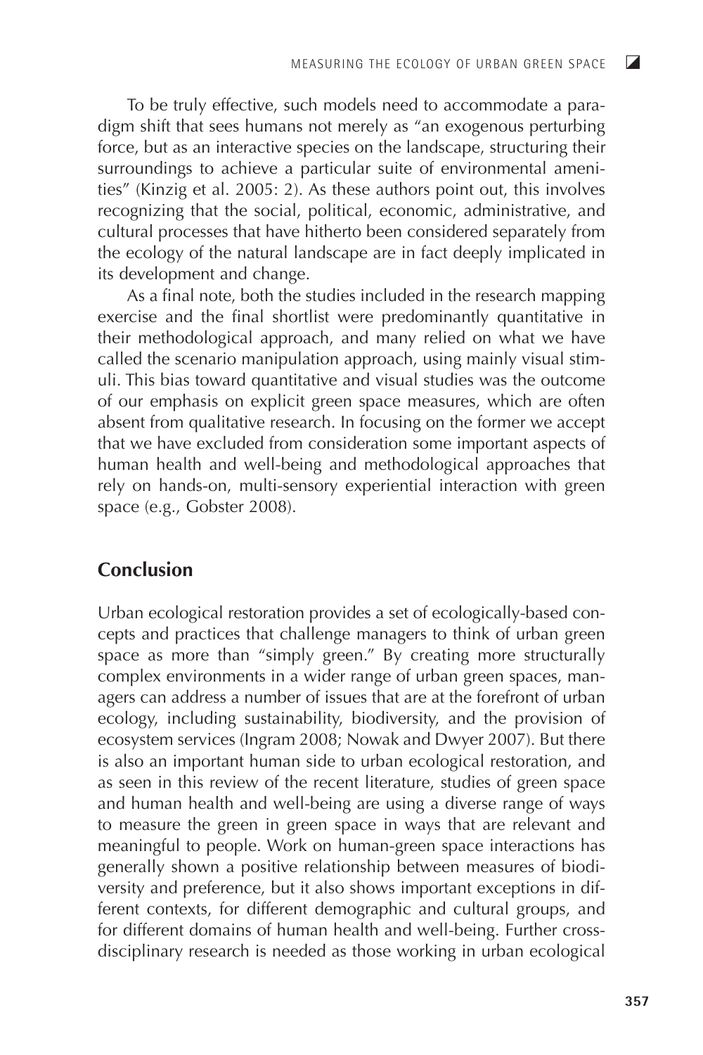To be truly effective, such models need to accommodate a paradigm shift that sees humans not merely as "an exogenous perturbing force, but as an interactive species on the landscape, structuring their surroundings to achieve a particular suite of environmental amenities" (Kinzig et al. 2005: 2). As these authors point out, this involves recognizing that the social, political, economic, administrative, and cultural processes that have hitherto been considered separately from the ecology of the natural landscape are in fact deeply implicated in its development and change.

As a final note, both the studies included in the research mapping exercise and the final shortlist were predominantly quantitative in their methodological approach, and many relied on what we have called the scenario manipulation approach, using mainly visual stimuli. This bias toward quantitative and visual studies was the outcome of our emphasis on explicit green space measures, which are often absent from qualitative research. In focusing on the former we accept that we have excluded from consideration some important aspects of human health and well-being and methodological approaches that rely on hands-on, multi-sensory experiential interaction with green space (e.g., Gobster 2008).

## Conclusion

Urban ecological restoration provides a set of ecologically-based concepts and practices that challenge managers to think of urban green space as more than "simply green." By creating more structurally complex environments in a wider range of urban green spaces, managers can address a number of issues that are at the forefront of urban ecology, including sustainability, biodiversity, and the provision of ecosystem services (Ingram 2008; Nowak and Dwyer 2007). But there is also an important human side to urban ecological restoration, and as seen in this review of the recent literature, studies of green space and human health and well-being are using a diverse range of ways to measure the green in green space in ways that are relevant and meaningful to people. Work on human-green space interactions has generally shown a positive relationship between measures of biodiversity and preference, but it also shows important exceptions in different contexts, for different demographic and cultural groups, and for different domains of human health and well-being. Further cross-disciplinary research is needed as those working in urban ecological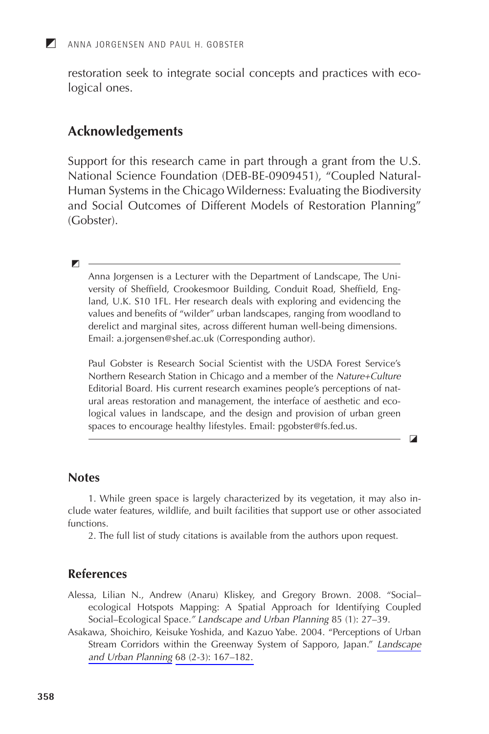restoration seek to integrate social concepts and practices with ecological ones.

## Acknowledgements

Support for this research came in part through a grant from the U.S. National Science Foundation (DEB-BE-0909451), "Coupled Natural-Human Systems in the Chicago Wilderness: Evaluating the Biodiversity and Social Outcomes of Different Models of Restoration Planning" (Gobster).

---

Anna Jorgensen is a Lecturer with the Department of Landscape, The University of Sheffield, Crookesmoor Building, Conduit Road, Sheffield, England, U.K. S10 1FL. Her research deals with exploring and evidencing the values and benefits of "wilder" urban landscapes, ranging from woodland to derelict and marginal sites, across different human well-being dimensions. Email: a.jorgensen@shef.ac.uk (Corresponding author).

Paul Gobster is Research Social Scientist with the USDA Forest Service's Northern Research Station in Chicago and a member of the *Nature+Culture* Editorial Board. His current research examines people's perceptions of natural areas restoration and management, the interface of aesthetic and ecological values in landscape, and the design and provision of urban green spaces to encourage healthy lifestyles. Email: pgobster@fs.fed.us.

---

## Notes

1. While green space is largely characterized by its vegetation, it may also include water features, wildlife, and built facilities that support use or other associated functions.

2. The full list of study citations is available from the authors upon request.

## References

Alessa, Lilian N., Andrew (Anaru) Kliskey, and Gregory Brown. 2008. "Social–ecological Hotspots Mapping: A Spatial Approach for Identifying Coupled Social–Ecological Space." *Landscape and Urban Planning* 85 (1): 27–39.

Asakawa, Shoichiro, Keisuke Yoshida, and Kazuo Yabe. 2004. "Perceptions of Urban Stream Corridors within the Greenway System of Sapporo, Japan." *Landscape and Urban Planning* 68 (2-3): 167–182.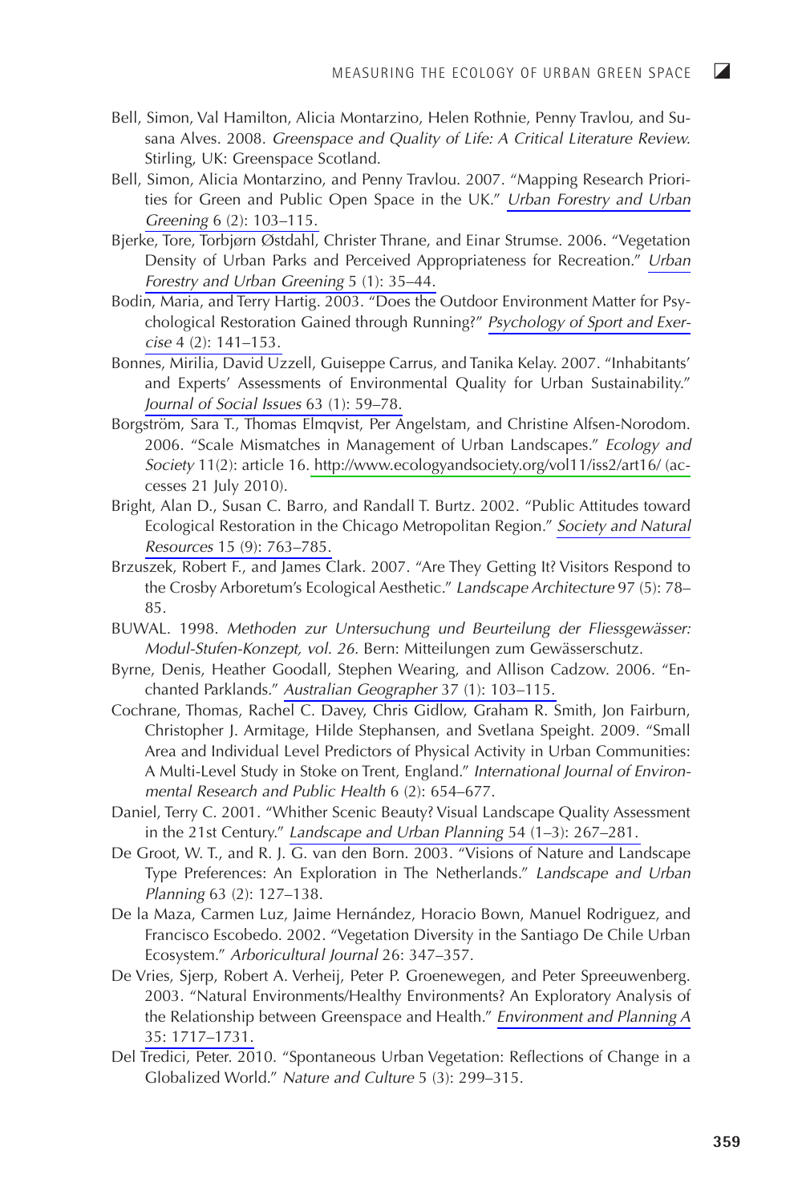Bell, Simon, Val Hamilton, Alicia Montarzino, Helen Rothnie, Penny Travlou, and Susana Alves. 2008. *Greenspace and Quality of Life: A Critical Literature Review.* Stirling, UK: Greenspace Scotland.

Bell, Simon, Alicia Montarzino, and Penny Travlou. 2007. "Mapping Research Priorities for Green and Public Open Space in the UK." *Urban Forestry and Urban Greening* 6 (2): 103–115.

Bjerke, Tore, Torbjørn Østdahl, Christer Thrane, and Einar Strumse. 2006. "Vegetation Density of Urban Parks and Perceived Appropriateness for Recreation." *Urban Forestry and Urban Greening* 5 (1): 35–44.

Bodin, Maria, and Terry Hartig. 2003. "Does the Outdoor Environment Matter for Psychological Restoration Gained through Running?" *Psychology of Sport and Exercise* 4 (2): 141–153.

Bonnes, Mirilia, David Uzzell, Guiseppe Carrus, and Tanika Kelay. 2007. "Inhabitants' and Experts' Assessments of Environmental Quality for Urban Sustainability." *Journal of Social Issues* 63 (1): 59–78.

Borgström, Sara T., Thomas Elmqvist, Per Angelstam, and Christine Alfsen-Norodom. 2006. "Scale Mismatches in Management of Urban Landscapes." *Ecology and Society* 11(2): article 16. http://www.ecologyandsociety.org/vol11/iss2/art16/ (accesses 21 July 2010).

Bright, Alan D., Susan C. Barro, and Randall T. Burtz. 2002. "Public Attitudes toward Ecological Restoration in the Chicago Metropolitan Region." *Society and Natural Resources* 15 (9): 763–785.

Brzuszek, Robert F., and James Clark. 2007. "Are They Getting It? Visitors Respond to the Crosby Arboretum's Ecological Aesthetic." *Landscape Architecture* 97 (5): 78–85.

BUWAL. 1998. *Methoden zur Untersuchung und Beurteilung der Fliessgewässer: Modul-Stufen-Konzept, vol. 26.* Bern: Mitteilungen zum Gewässerschutz.

Byrne, Denis, Heather Goodall, Stephen Wearing, and Allison Cadzow. 2006. "Enchanted Parklands." *Australian Geographer* 37 (1): 103–115.

Cochrane, Thomas, Rachel C. Davey, Chris Gidlow, Graham R. Smith, Jon Fairburn, Christopher J. Armitage, Hilde Stephansen, and Svetlana Speight. 2009. "Small Area and Individual Level Predictors of Physical Activity in Urban Communities: A Multi-Level Study in Stoke on Trent, England." *International Journal of Environmental Research and Public Health* 6 (2): 654–677.

Daniel, Terry C. 2001. "Whither Scenic Beauty? Visual Landscape Quality Assessment in the 21st Century." *Landscape and Urban Planning* 54 (1–3): 267–281.

De Groot, W. T., and R. J. G. van den Born. 2003. "Visions of Nature and Landscape Type Preferences: An Exploration in The Netherlands." *Landscape and Urban Planning* 63 (2): 127–138.

De la Maza, Carmen Luz, Jaime Hernández, Horacio Bown, Manuel Rodriguez, and Francisco Escobedo. 2002. "Vegetation Diversity in the Santiago De Chile Urban Ecosystem." *Arboricultural Journal* 26: 347–357.

De Vries, Sjerp, Robert A. Verheij, Peter P. Groenewegen, and Peter Spreeuwenberg. 2003. "Natural Environments/Healthy Environments? An Exploratory Analysis of the Relationship between Greenspace and Health." *Environment and Planning A* 35: 1717–1731.

Del Tredici, Peter. 2010. "Spontaneous Urban Vegetation: Reflections of Change in a Globalized World." *Nature and Culture* 5 (3): 299–315.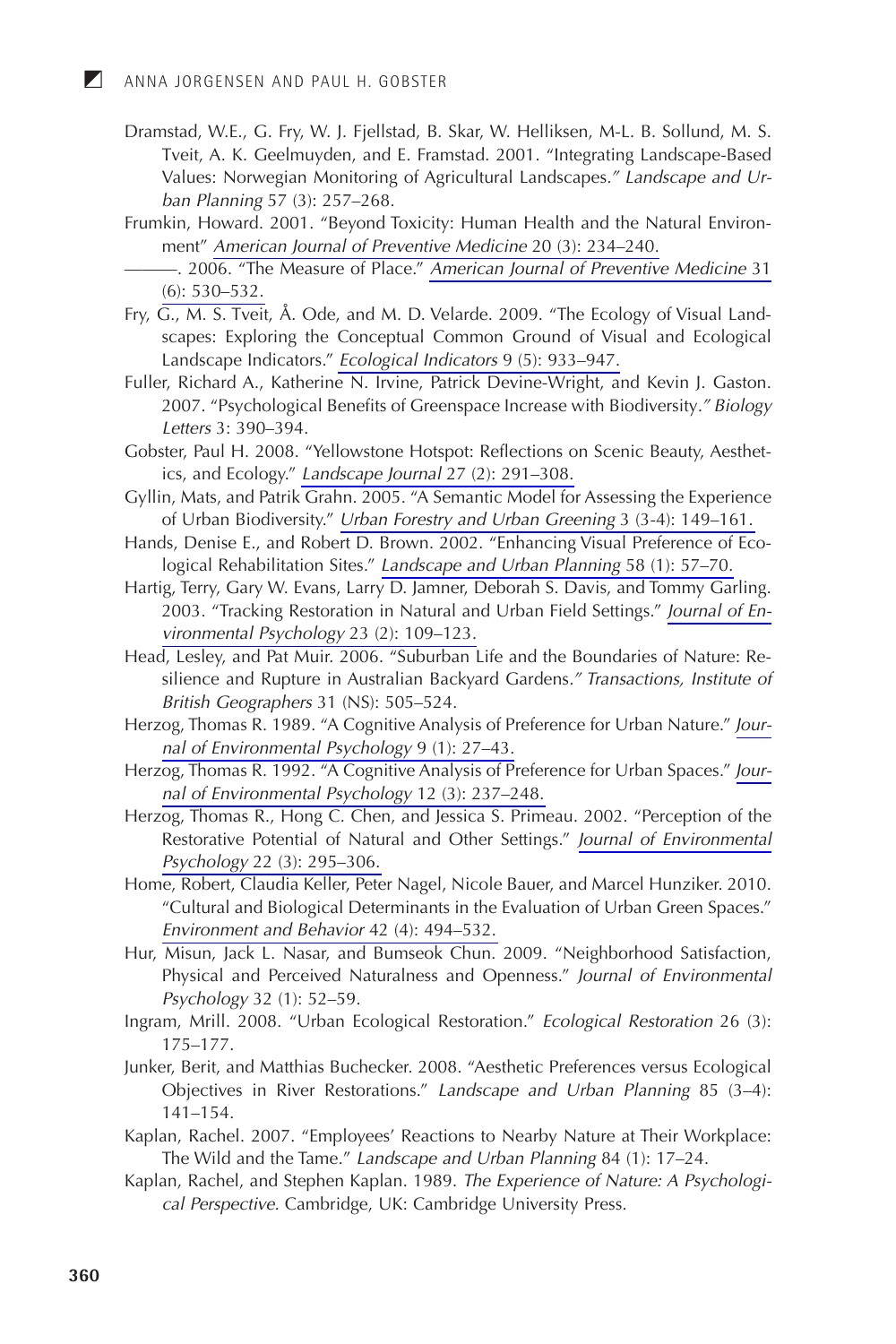Dramstad, W.E., G. Fry, W. J. Fjellstad, B. Skar, W. Helliksen, M-L. B. Sollund, M. S. Tveit, A. K. Geelmuyden, and E. Framstad. 2001. "Integrating Landscape-Based Values: Norwegian Monitoring of Agricultural Landscapes." *Landscape and Urban Planning* 57 (3): 257–268.

Frumkin, Howard. 2001. "Beyond Toxicity: Human Health and the Natural Environment" *American Journal of Preventive Medicine* 20 (3): 234–240.

———. 2006. "The Measure of Place." *American Journal of Preventive Medicine* 31 (6): 530–532.

Fry, G., M. S. Tveit, Å. Ode, and M. D. Velarde. 2009. "The Ecology of Visual Landscapes: Exploring the Conceptual Common Ground of Visual and Ecological Landscape Indicators." *Ecological Indicators* 9 (5): 933–947.

Fuller, Richard A., Katherine N. Irvine, Patrick Devine-Wright, and Kevin J. Gaston. 2007. "Psychological Benefits of Greenspace Increase with Biodiversity." *Biology Letters* 3: 390–394.

Gobster, Paul H. 2008. "Yellowstone Hotspot: Reflections on Scenic Beauty, Aesthetics, and Ecology." *Landscape Journal* 27 (2): 291–308.

Gyllin, Mats, and Patrik Grahn. 2005. "A Semantic Model for Assessing the Experience of Urban Biodiversity." *Urban Forestry and Urban Greening* 3 (3-4): 149–161.

Hands, Denise E., and Robert D. Brown. 2002. "Enhancing Visual Preference of Ecological Rehabilitation Sites." *Landscape and Urban Planning* 58 (1): 57–70.

Hartig, Terry, Gary W. Evans, Larry D. Jamner, Deborah S. Davis, and Tommy Garling. 2003. "Tracking Restoration in Natural and Urban Field Settings." *Journal of Environmental Psychology* 23 (2): 109–123.

Head, Lesley, and Pat Muir. 2006. "Suburban Life and the Boundaries of Nature: Resilience and Rupture in Australian Backyard Gardens." *Transactions, Institute of British Geographers* 31 (NS): 505–524.

Herzog, Thomas R. 1989. "A Cognitive Analysis of Preference for Urban Nature." *Journal of Environmental Psychology* 9 (1): 27–43.

Herzog, Thomas R. 1992. "A Cognitive Analysis of Preference for Urban Spaces." *Journal of Environmental Psychology* 12 (3): 237–248.

Herzog, Thomas R., Hong C. Chen, and Jessica S. Primeau. 2002. "Perception of the Restorative Potential of Natural and Other Settings." *Journal of Environmental Psychology* 22 (3): 295–306.

Home, Robert, Claudia Keller, Peter Nagel, Nicole Bauer, and Marcel Hunziker. 2010. "Cultural and Biological Determinants in the Evaluation of Urban Green Spaces." *Environment and Behavior* 42 (4): 494–532.

Hur, Misun, Jack L. Nasar, and Bumseok Chun. 2009. "Neighborhood Satisfaction, Physical and Perceived Naturalness and Openness." *Journal of Environmental Psychology* 32 (1): 52–59.

Ingram, Mrill. 2008. "Urban Ecological Restoration." *Ecological Restoration* 26 (3): 175–177.

Junker, Berit, and Matthias Buchecker. 2008. "Aesthetic Preferences versus Ecological Objectives in River Restorations." *Landscape and Urban Planning* 85 (3–4): 141–154.

Kaplan, Rachel. 2007. "Employees' Reactions to Nearby Nature at Their Workplace: The Wild and the Tame." *Landscape and Urban Planning* 84 (1): 17–24.

Kaplan, Rachel, and Stephen Kaplan. 1989. *The Experience of Nature: A Psychological Perspective.* Cambridge, UK: Cambridge University Press.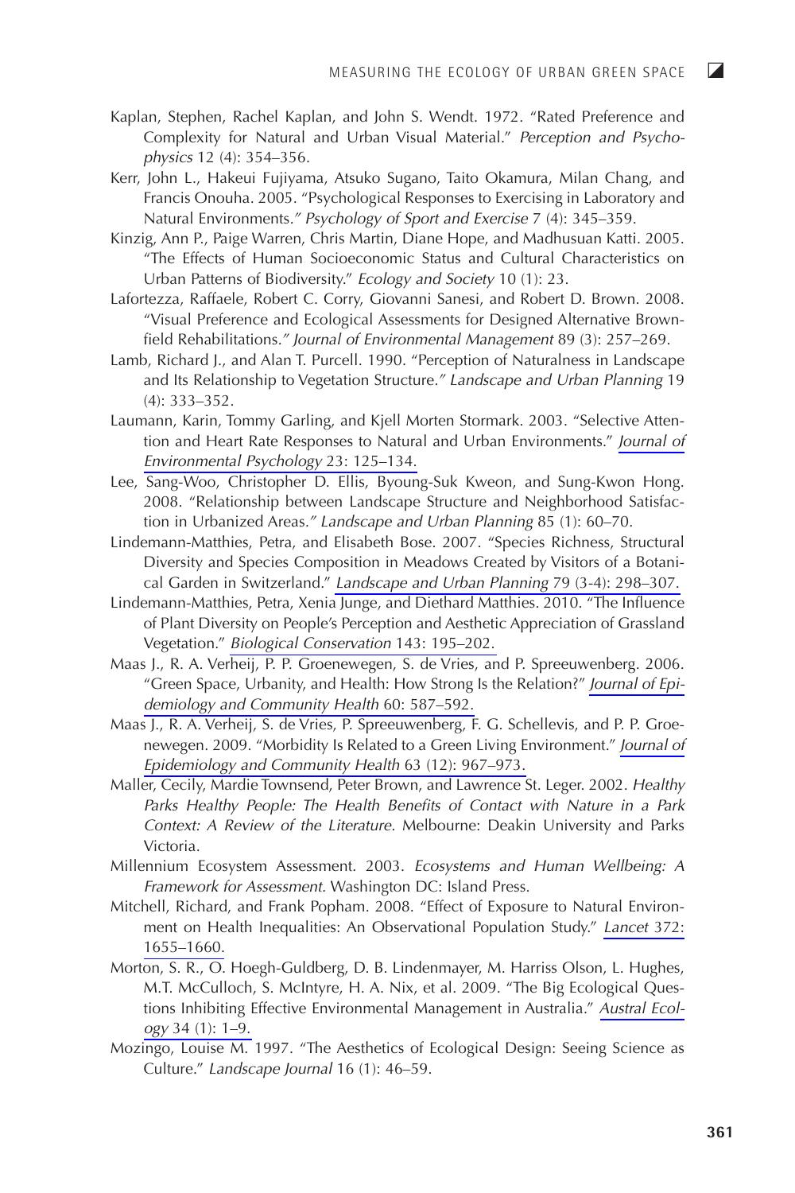Kaplan, Stephen, Rachel Kaplan, and John S. Wendt. 1972. "Rated Preference and Complexity for Natural and Urban Visual Material." *Perception and Psychophysics* 12 (4): 354–356.

Kerr, John L., Hakeui Fujiyama, Atsuko Sugano, Taito Okamura, Milan Chang, and Francis Onouha. 2005. "Psychological Responses to Exercising in Laboratory and Natural Environments." *Psychology of Sport and Exercise* 7 (4): 345–359.

Kinzig, Ann P., Paige Warren, Chris Martin, Diane Hope, and Madhusuan Katti. 2005. "The Effects of Human Socioeconomic Status and Cultural Characteristics on Urban Patterns of Biodiversity." *Ecology and Society* 10 (1): 23.

Lafortezza, Raffaele, Robert C. Corry, Giovanni Sanesi, and Robert D. Brown. 2008. "Visual Preference and Ecological Assessments for Designed Alternative Brownfield Rehabilitations." *Journal of Environmental Management* 89 (3): 257–269.

Lamb, Richard J., and Alan T. Purcell. 1990. "Perception of Naturalness in Landscape and Its Relationship to Vegetation Structure." *Landscape and Urban Planning* 19 (4): 333–352.

Laumann, Karin, Tommy Garling, and Kjell Morten Stormark. 2003. "Selective Attention and Heart Rate Responses to Natural and Urban Environments." *Journal of Environmental Psychology* 23: 125–134.

Lee, Sang-Woo, Christopher D. Ellis, Byoung-Suk Kweon, and Sung-Kwon Hong. 2008. "Relationship between Landscape Structure and Neighborhood Satisfaction in Urbanized Areas." *Landscape and Urban Planning* 85 (1): 60–70.

Lindemann-Matthies, Petra, and Elisabeth Bose. 2007. "Species Richness, Structural Diversity and Species Composition in Meadows Created by Visitors of a Botanical Garden in Switzerland." *Landscape and Urban Planning* 79 (3-4): 298–307.

Lindemann-Matthies, Petra, Xenia Junge, and Diethard Matthies. 2010. "The Influence of Plant Diversity on People's Perception and Aesthetic Appreciation of Grassland Vegetation." *Biological Conservation* 143: 195–202.

Maas J., R. A. Verheij, P. P. Groenewegen, S. de Vries, and P. Spreeuwenberg. 2006. "Green Space, Urbanity, and Health: How Strong Is the Relation?" *Journal of Epidemiology and Community Health* 60: 587–592.

Maas J., R. A. Verheij, S. de Vries, P. Spreeuwenberg, F. G. Schellevis, and P. P. Groenewegen. 2009. "Morbidity Is Related to a Green Living Environment." *Journal of Epidemiology and Community Health* 63 (12): 967–973.

Maller, Cecily, Mardie Townsend, Peter Brown, and Lawrence St. Leger. 2002. *Healthy Parks Healthy People: The Health Benefits of Contact with Nature in a Park Context: A Review of the Literature.* Melbourne: Deakin University and Parks Victoria.

Millennium Ecosystem Assessment. 2003. *Ecosystems and Human Wellbeing: A Framework for Assessment.* Washington DC: Island Press.

Mitchell, Richard, and Frank Popham. 2008. "Effect of Exposure to Natural Environment on Health Inequalities: An Observational Population Study." *Lancet* 372: 1655–1660.

Morton, S. R., O. Hoegh-Guldberg, D. B. Lindenmayer, M. Harriss Olson, L. Hughes, M.T. McCulloch, S. McIntyre, H. A. Nix, et al. 2009. "The Big Ecological Questions Inhibiting Effective Environmental Management in Australia." *Austral Ecology* 34 (1): 1–9.

Mozingo, Louise M. 1997. "The Aesthetics of Ecological Design: Seeing Science as Culture." *Landscape Journal* 16 (1): 46–59.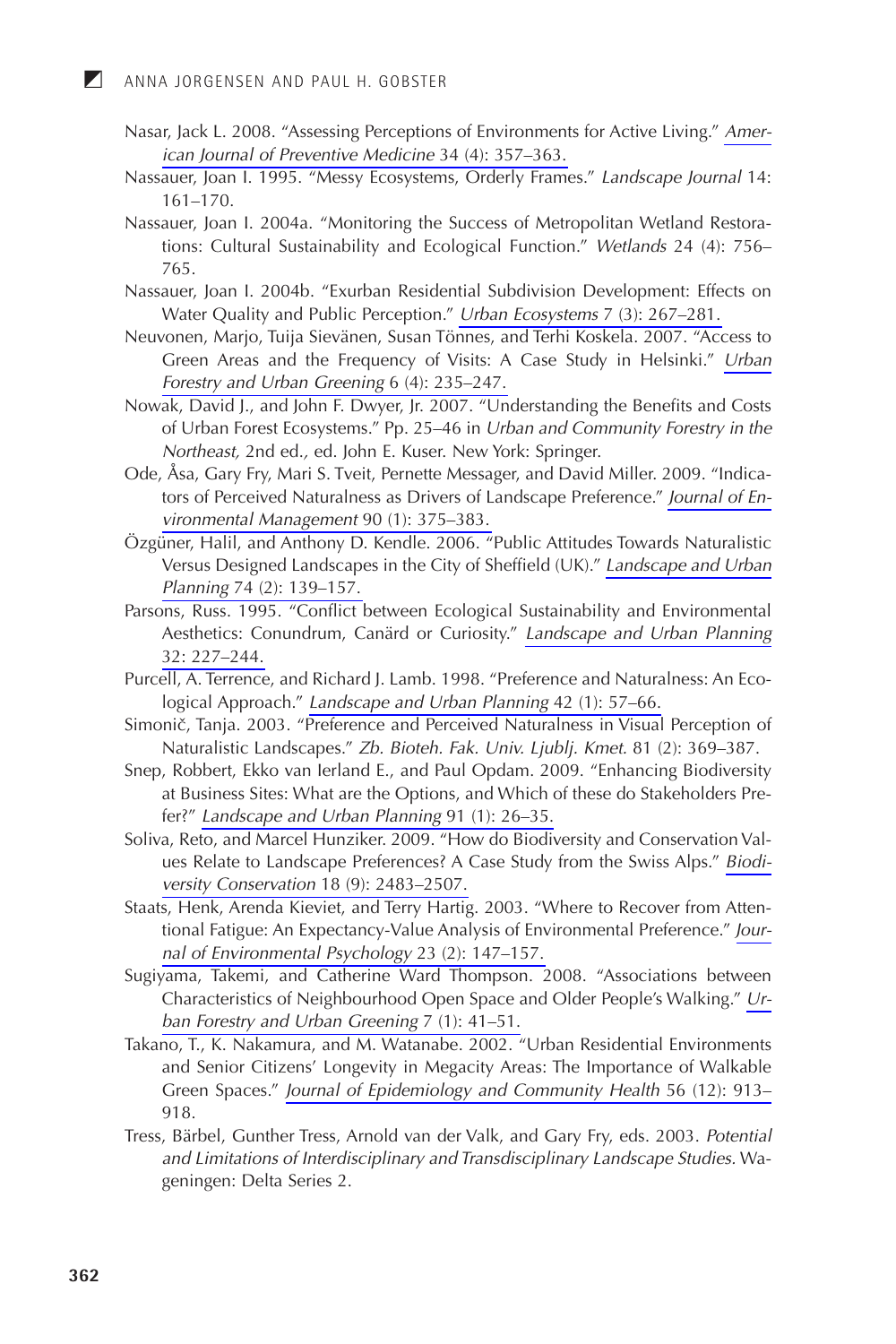Nasar, Jack L. 2008. "Assessing Perceptions of Environments for Active Living." *American Journal of Preventive Medicine* 34 (4): 357–363.

Nassauer, Joan I. 1995. "Messy Ecosystems, Orderly Frames." *Landscape Journal* 14: 161–170.

Nassauer, Joan I. 2004a. "Monitoring the Success of Metropolitan Wetland Restorations: Cultural Sustainability and Ecological Function." *Wetlands* 24 (4): 756–765.

Nassauer, Joan I. 2004b. "Exurban Residential Subdivision Development: Effects on Water Quality and Public Perception." *Urban Ecosystems* 7 (3): 267–281.

Neuvonen, Marjo, Tuija Sievänen, Susan Tönnes, and Terhi Koskela. 2007. "Access to Green Areas and the Frequency of Visits: A Case Study in Helsinki." *Urban Forestry and Urban Greening* 6 (4): 235–247.

Nowak, David J., and John F. Dwyer, Jr. 2007. "Understanding the Benefits and Costs of Urban Forest Ecosystems." Pp. 25–46 in *Urban and Community Forestry in the Northeast,* 2nd ed., ed. John E. Kuser. New York: Springer.

Ode, Åsa, Gary Fry, Mari S. Tveit, Pernette Messager, and David Miller. 2009. "Indicators of Perceived Naturalness as Drivers of Landscape Preference." *Journal of Environmental Management* 90 (1): 375–383.

Özgüner, Halil, and Anthony D. Kendle. 2006. "Public Attitudes Towards Naturalistic Versus Designed Landscapes in the City of Sheffield (UK)." *Landscape and Urban Planning* 74 (2): 139–157.

Parsons, Russ. 1995. "Conflict between Ecological Sustainability and Environmental Aesthetics: Conundrum, Canärd or Curiosity." *Landscape and Urban Planning* 32: 227–244.

Purcell, A. Terrence, and Richard J. Lamb. 1998. "Preference and Naturalness: An Ecological Approach." *Landscape and Urban Planning* 42 (1): 57–66.

Simonič, Tanja. 2003. "Preference and Perceived Naturalness in Visual Perception of Naturalistic Landscapes." *Zb. Bioteh. Fak. Univ. Ljublj. Kmet.* 81 (2): 369–387.

Snep, Robbert, Ekko van Ierland E., and Paul Opdam. 2009. "Enhancing Biodiversity at Business Sites: What are the Options, and Which of these do Stakeholders Prefer?" *Landscape and Urban Planning* 91 (1): 26–35.

Soliva, Reto, and Marcel Hunziker. 2009. "How do Biodiversity and Conservation Values Relate to Landscape Preferences? A Case Study from the Swiss Alps." *Biodiversity Conservation* 18 (9): 2483–2507.

Staats, Henk, Arenda Kieviet, and Terry Hartig. 2003. "Where to Recover from Attentional Fatigue: An Expectancy-Value Analysis of Environmental Preference." *Journal of Environmental Psychology* 23 (2): 147–157.

Sugiyama, Takemi, and Catherine Ward Thompson. 2008. "Associations between Characteristics of Neighbourhood Open Space and Older People's Walking." *Urban Forestry and Urban Greening* 7 (1): 41–51.

Takano, T., K. Nakamura, and M. Watanabe. 2002. "Urban Residential Environments and Senior Citizens' Longevity in Megacity Areas: The Importance of Walkable Green Spaces." *Journal of Epidemiology and Community Health* 56 (12): 913–918.

Tress, Bärbel, Gunther Tress, Arnold van der Valk, and Gary Fry, eds. 2003. *Potential and Limitations of Interdisciplinary and Transdisciplinary Landscape Studies.* Wageningen: Delta Series 2.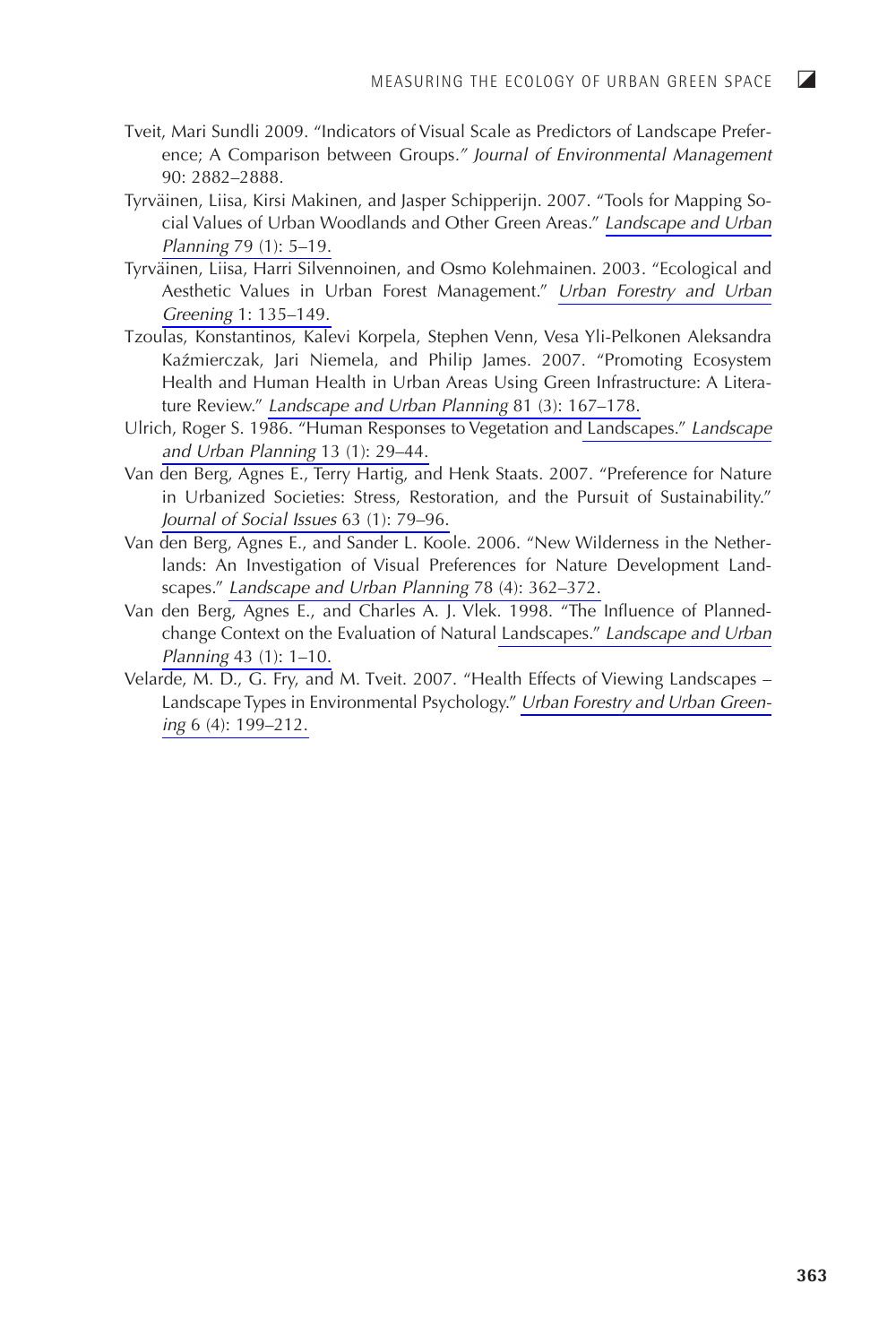Tveit, Mari Sundli 2009. "Indicators of Visual Scale as Predictors of Landscape Preference; A Comparison between Groups*." Journal of Environmental Management* 90: 2882–2888.

Tyrväinen, Liisa, Kirsi Makinen, and Jasper Schipperijn. 2007. "Tools for Mapping Social Values of Urban Woodlands and Other Green Areas." *Landscape and Urban Planning* 79 (1): 5–19.

Tyrväinen, Liisa, Harri Silvennoinen, and Osmo Kolehmainen. 2003. "Ecological and Aesthetic Values in Urban Forest Management." *Urban Forestry and Urban Greening* 1: 135–149.

Tzoulas, Konstantinos, Kalevi Korpela, Stephen Venn, Vesa Yli-Pelkonen Aleksandra Kaźmierczak, Jari Niemela, and Philip James. 2007. "Promoting Ecosystem Health and Human Health in Urban Areas Using Green Infrastructure: A Literature Review." *Landscape and Urban Planning* 81 (3): 167–178.

Ulrich, Roger S. 1986. "Human Responses to Vegetation and Landscapes." *Landscape and Urban Planning* 13 (1): 29–44.

Van den Berg, Agnes E., Terry Hartig, and Henk Staats. 2007. "Preference for Nature in Urbanized Societies: Stress, Restoration, and the Pursuit of Sustainability." *Journal of Social Issues* 63 (1): 79–96.

Van den Berg, Agnes E., and Sander L. Koole. 2006. "New Wilderness in the Netherlands: An Investigation of Visual Preferences for Nature Development Landscapes." *Landscape and Urban Planning* 78 (4): 362–372.

Van den Berg, Agnes E., and Charles A. J. Vlek. 1998. "The Influence of Planned-change Context on the Evaluation of Natural Landscapes." *Landscape and Urban Planning* 43 (1): 1–10.

Velarde, M. D., G. Fry, and M. Tveit. 2007. "Health Effects of Viewing Landscapes – Landscape Types in Environmental Psychology." *Urban Forestry and Urban Greening* 6 (4): 199–212.